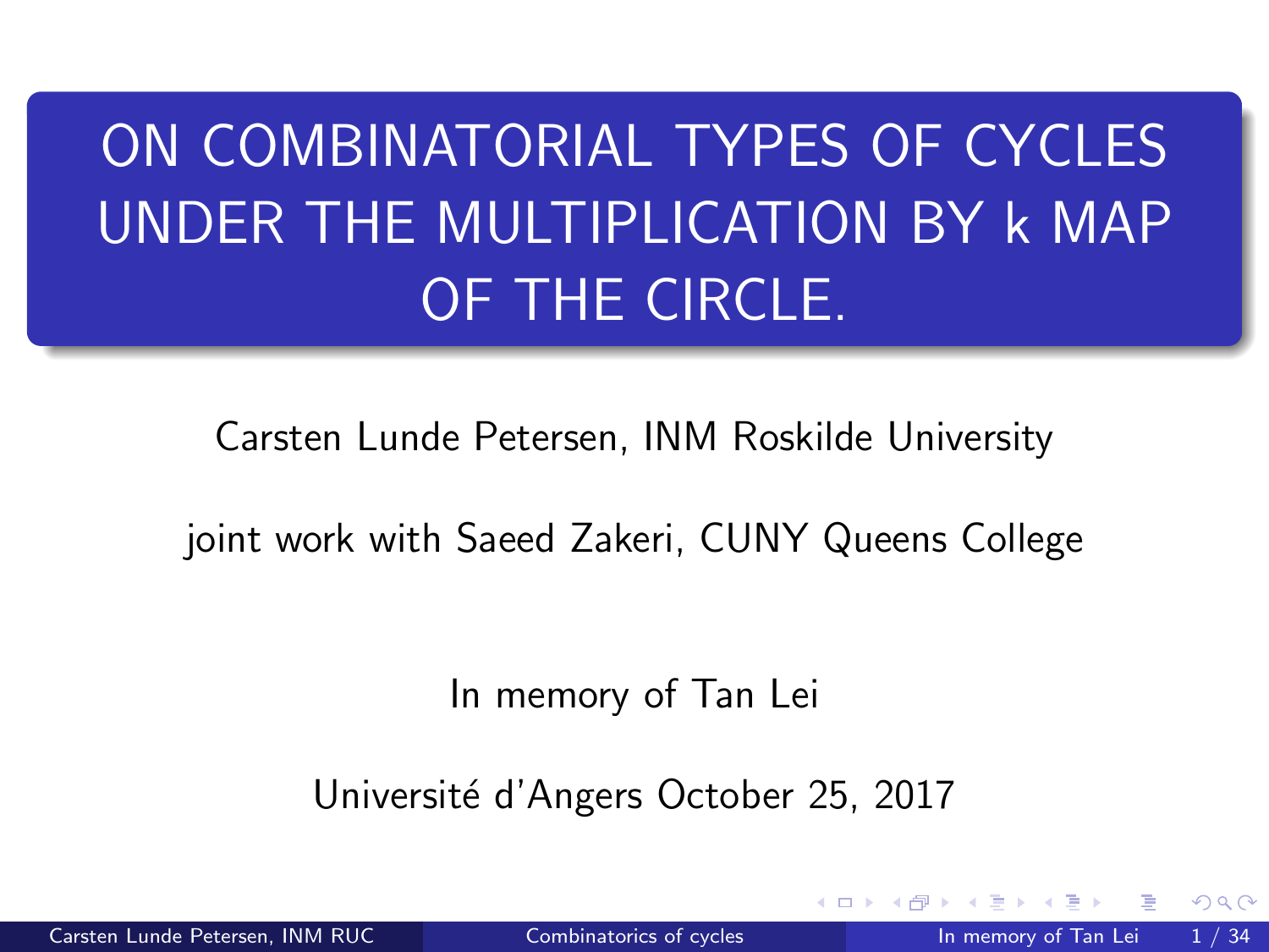# ON COMBINATORIAL TYPES OF CYCLES UNDER THE MULTIPLICATION BY k MAP OF THE CIRCLE.

Carsten Lunde Petersen, INM Roskilde University

joint work with Saeed Zakeri, CUNY Queens College

In memory of Tan Lei

Université d'Angers October 25, 2017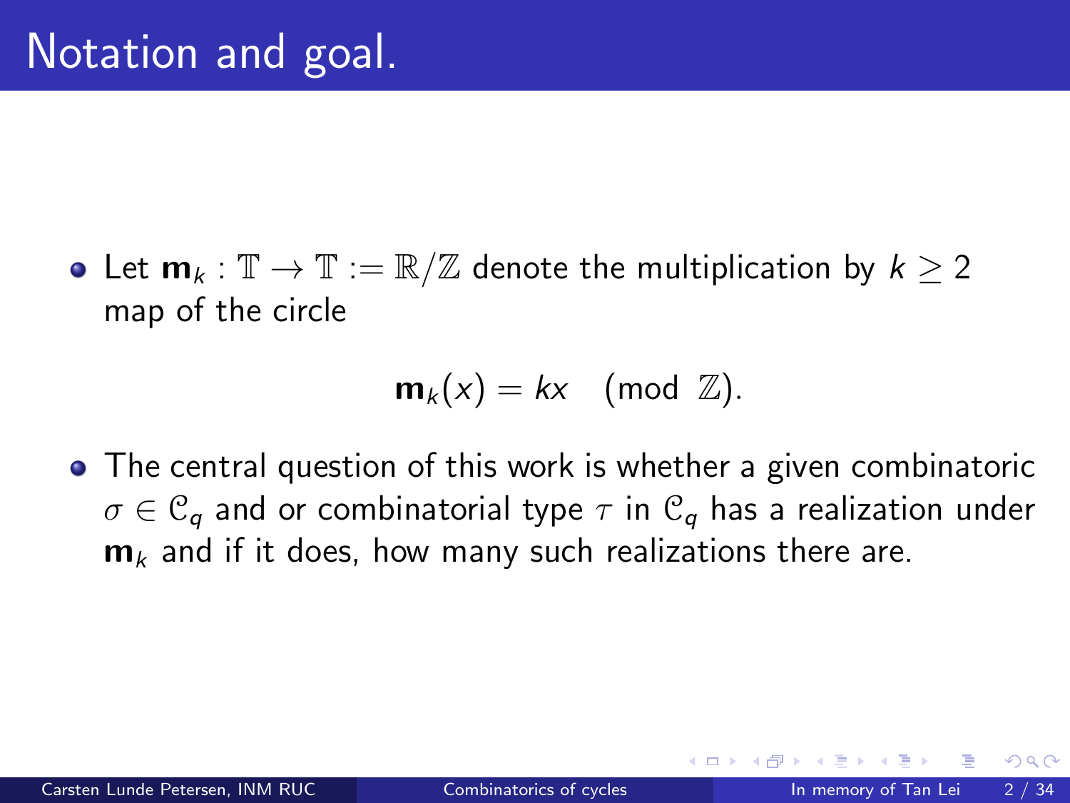# Notation and goal.

- Let $\mathbf{m}_k : \mathbb{T} \to \mathbb{T} := \mathbb{R}/\mathbb{Z}$ denote the multiplication by $k \geq 2$ map of the circle

$$\mathbf{m}_k(x) = kx \pmod{\mathbb{Z}}.$$

- The central question of this work is whether a given combinatoric $\sigma \in \mathcal{C}_q$ and or combinatorial type $\tau$ in $\mathcal{C}_q$ has a realization under $\mathbf{m}_k$ and if it does, how many such realizations there are.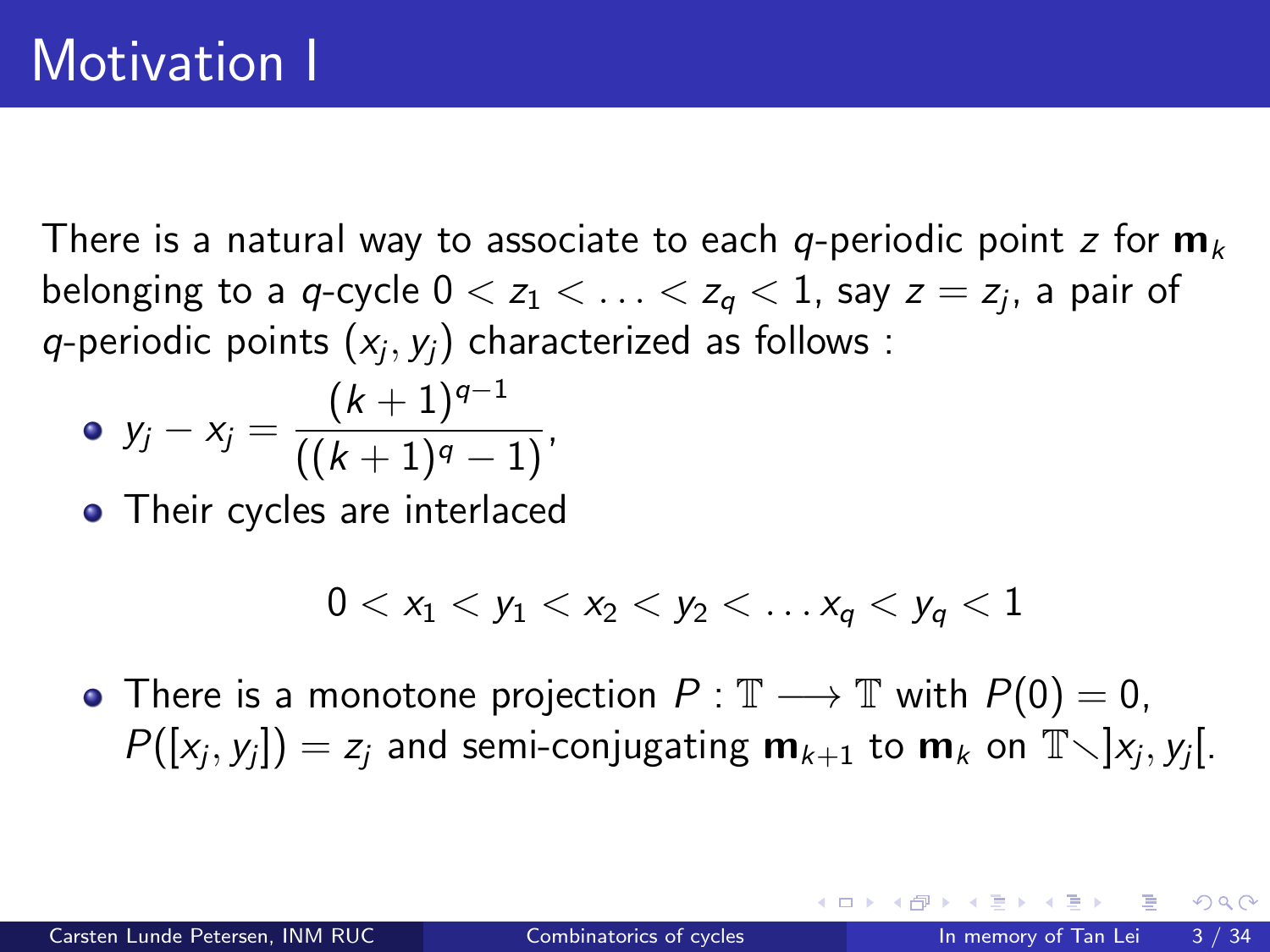# Motivation I

There is a natural way to associate to each $q$-periodic point $z$ for $\mathbf{m}_k$ belonging to a $q$-cycle $0 < z_1 < \ldots < z_q < 1$, say $z = z_j$, a pair of $q$-periodic points $(x_j, y_j)$ characterized as follows :

- $y_j - x_j = \dfrac{(k+1)^{q-1}}{((k+1)^q - 1)}$,
- Their cycles are interlaced

$$0 < x_1 < y_1 < x_2 < y_2 < \ldots x_q < y_q < 1$$

- There is a monotone projection $P : \mathbb{T} \longrightarrow \mathbb{T}$ with $P(0) = 0$, $P([x_j, y_j]) = z_j$ and semi-conjugating $\mathbf{m}_{k+1}$ to $\mathbf{m}_k$ on $\mathbb{T} \setminus ]x_j, y_j[$.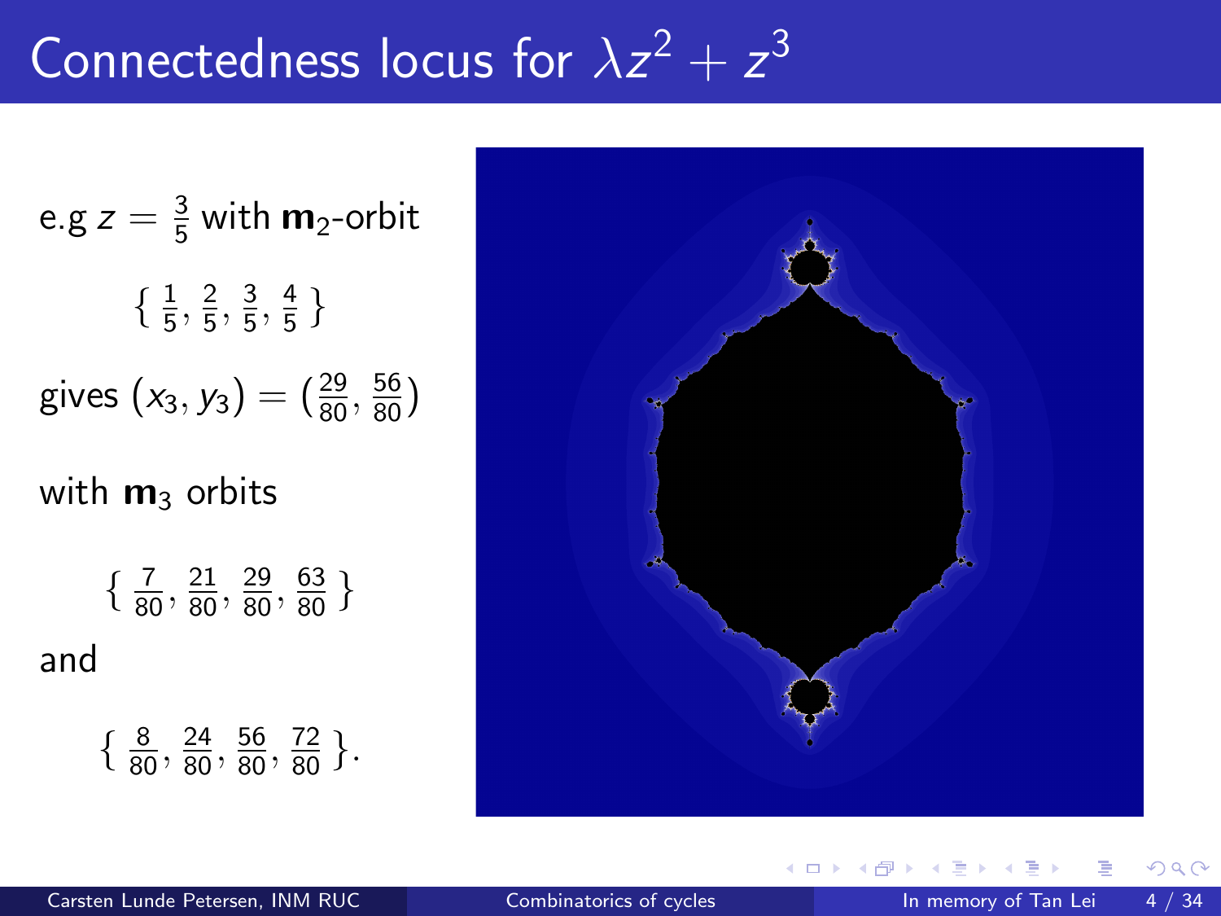# Connectedness locus for $\lambda z^2 + z^3$

e.g $z = \frac{3}{5}$ with $\mathbf{m}_2$-orbit

$$\{\, \tfrac{1}{5}, \tfrac{2}{5}, \tfrac{3}{5}, \tfrac{4}{5} \,\}$$

gives $(x_3, y_3) = (\frac{29}{80}, \frac{56}{80})$

with $\mathbf{m}_3$ orbits

$$\{\, \tfrac{7}{80}, \tfrac{21}{80}, \tfrac{29}{80}, \tfrac{63}{80} \,\}$$

and

$$\{\, \tfrac{8}{80}, \tfrac{24}{80}, \tfrac{56}{80}, \tfrac{72}{80} \,\}.$$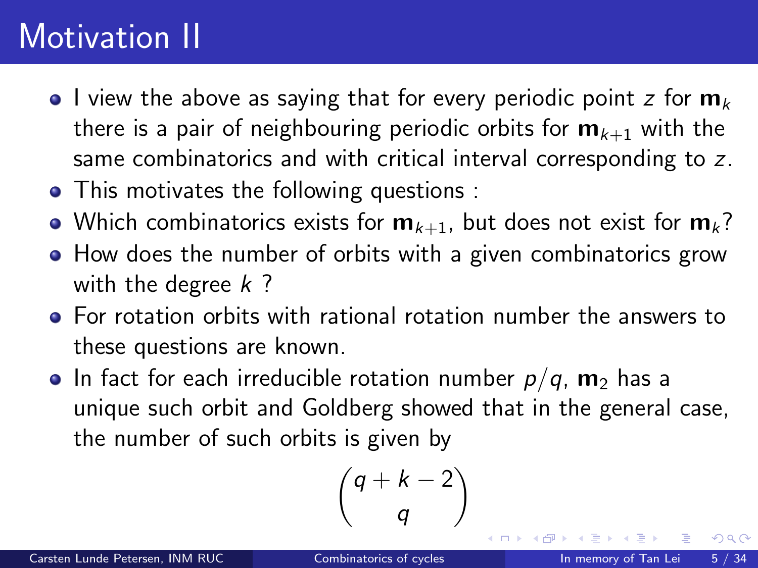# Motivation II

- I view the above as saying that for every periodic point $z$ for $\mathbf{m}_k$ there is a pair of neighbouring periodic orbits for $\mathbf{m}_{k+1}$ with the same combinatorics and with critical interval corresponding to $z$.
- This motivates the following questions :
- Which combinatorics exists for $\mathbf{m}_{k+1}$, but does not exist for $\mathbf{m}_k$?
- How does the number of orbits with a given combinatorics grow with the degree $k$ ?
- For rotation orbits with rational rotation number the answers to these questions are known.
- In fact for each irreducible rotation number $p/q$, $\mathbf{m}_2$ has a unique such orbit and Goldberg showed that in the general case, the number of such orbits is given by

$$\binom{q+k-2}{q}$$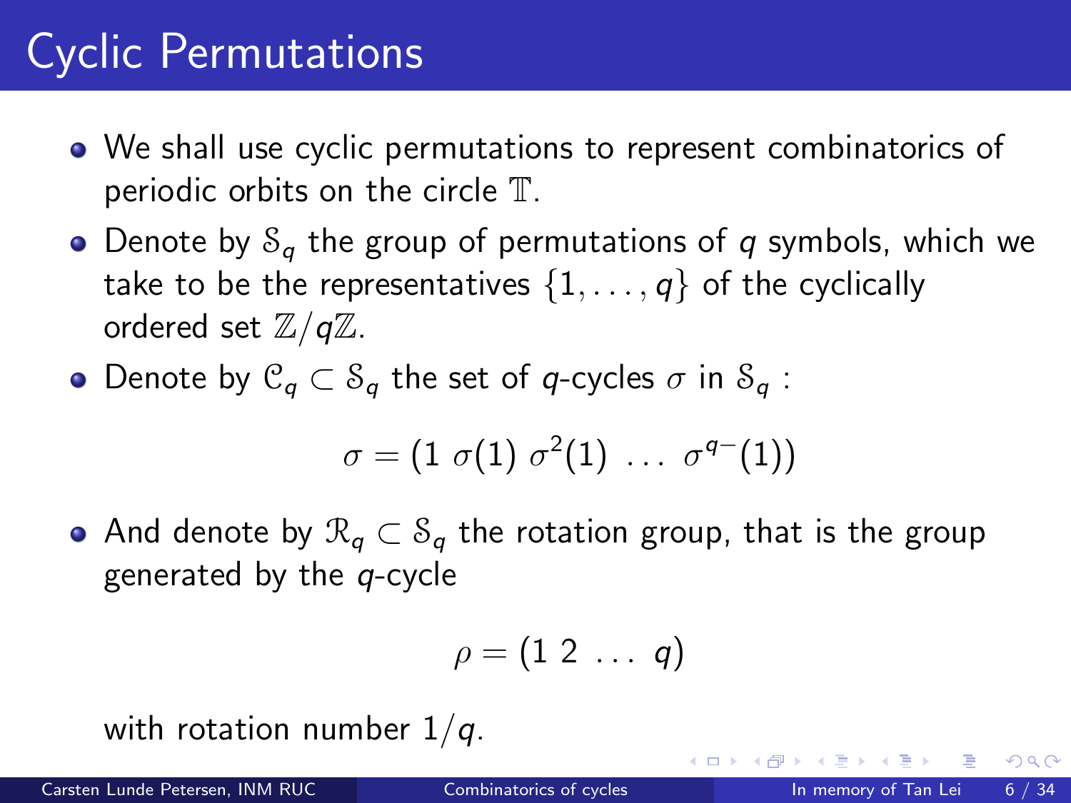# Cyclic Permutations

- We shall use cyclic permutations to represent combinatorics of periodic orbits on the circle $\mathbb{T}$.
- Denote by $\mathcal{S}_q$ the group of permutations of $q$ symbols, which we take to be the representatives $\{1, \ldots, q\}$ of the cyclically ordered set $\mathbb{Z}/q\mathbb{Z}$.
- Denote by $\mathcal{C}_q \subset \mathcal{S}_q$ the set of $q$-cycles $\sigma$ in $\mathcal{S}_q$ :

$$\sigma = (1 \ \sigma(1) \ \sigma^2(1) \ \ldots \ \sigma^{q-}(1))$$

- And denote by $\mathcal{R}_q \subset \mathcal{S}_q$ the rotation group, that is the group generated by the $q$-cycle

$$\rho = (1 \ 2 \ \ldots \ q)$$

with rotation number $1/q$.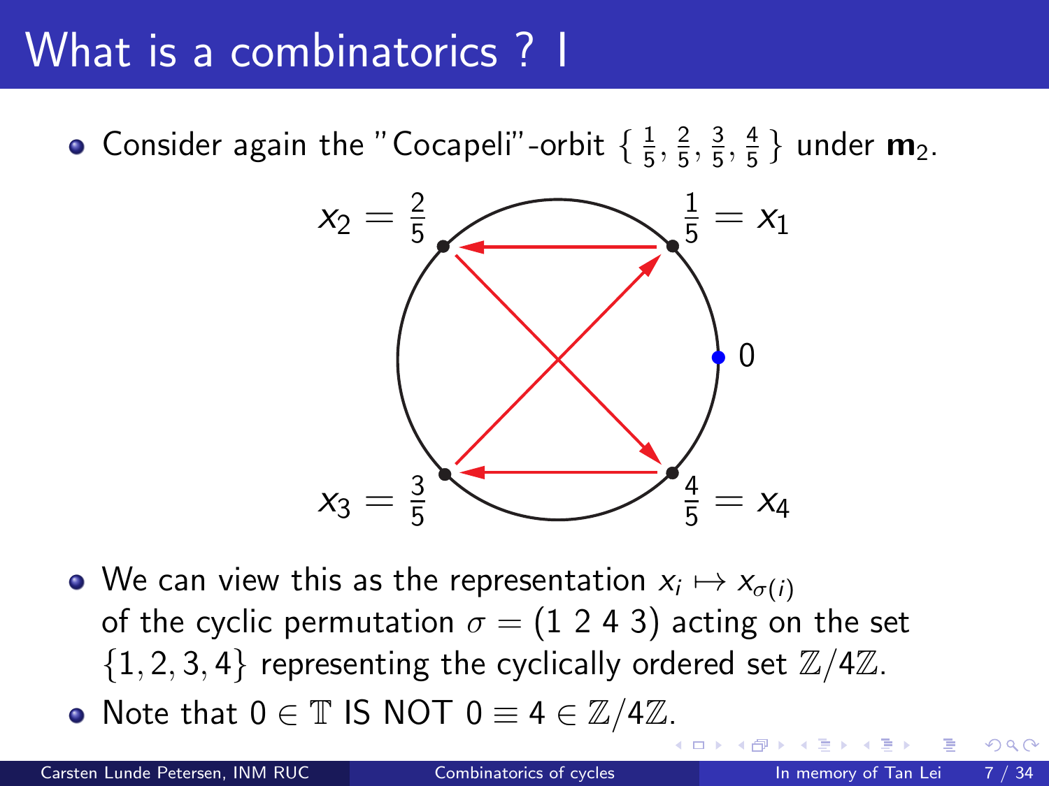# What is a combinatorics ? I

- Consider again the "Cocapeli"-orbit $\{\frac{1}{5}, \frac{2}{5}, \frac{3}{5}, \frac{4}{5}\}$ under $\mathbf{m}_2$.

$x_2 = \frac{2}{5}$

$\frac{1}{5} = x_1$

0

$x_3 = \frac{3}{5}$

$\frac{4}{5} = x_4$

- We can view this as the representation $x_i \mapsto x_{\sigma(i)}$ of the cyclic permutation $\sigma = (1\ 2\ 4\ 3)$ acting on the set $\{1, 2, 3, 4\}$ representing the cyclically ordered set $\mathbb{Z}/4\mathbb{Z}$.
- Note that $0 \in \mathbb{T}$ IS NOT $0 \equiv 4 \in \mathbb{Z}/4\mathbb{Z}$.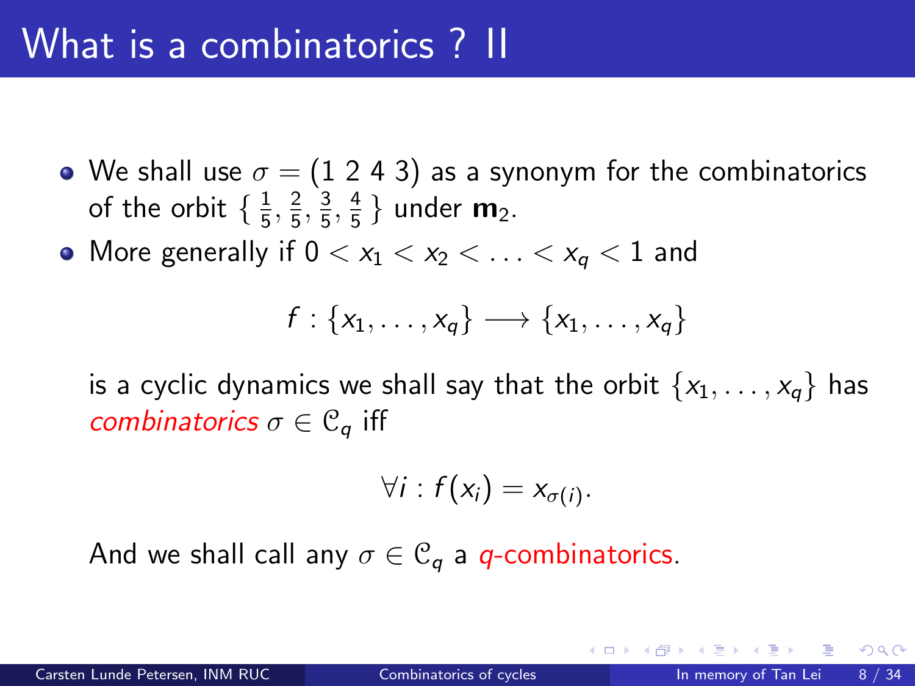# What is a combinatorics ? II

- We shall use $\sigma = (1\ 2\ 4\ 3)$ as a synonym for the combinatorics of the orbit $\{\frac{1}{5}, \frac{2}{5}, \frac{3}{5}, \frac{4}{5}\}$ under $\mathbf{m}_2$.
- More generally if $0 < x_1 < x_2 < \ldots < x_q < 1$ and

$$f : \{x_1, \ldots, x_q\} \longrightarrow \{x_1, \ldots, x_q\}$$

is a cyclic dynamics we shall say that the orbit $\{x_1, \ldots, x_q\}$ has *combinatorics* $\sigma \in \mathcal{C}_q$ iff

$$\forall i : f(x_i) = x_{\sigma(i)}.$$

And we shall call any $\sigma \in \mathcal{C}_q$ a $q$-combinatorics.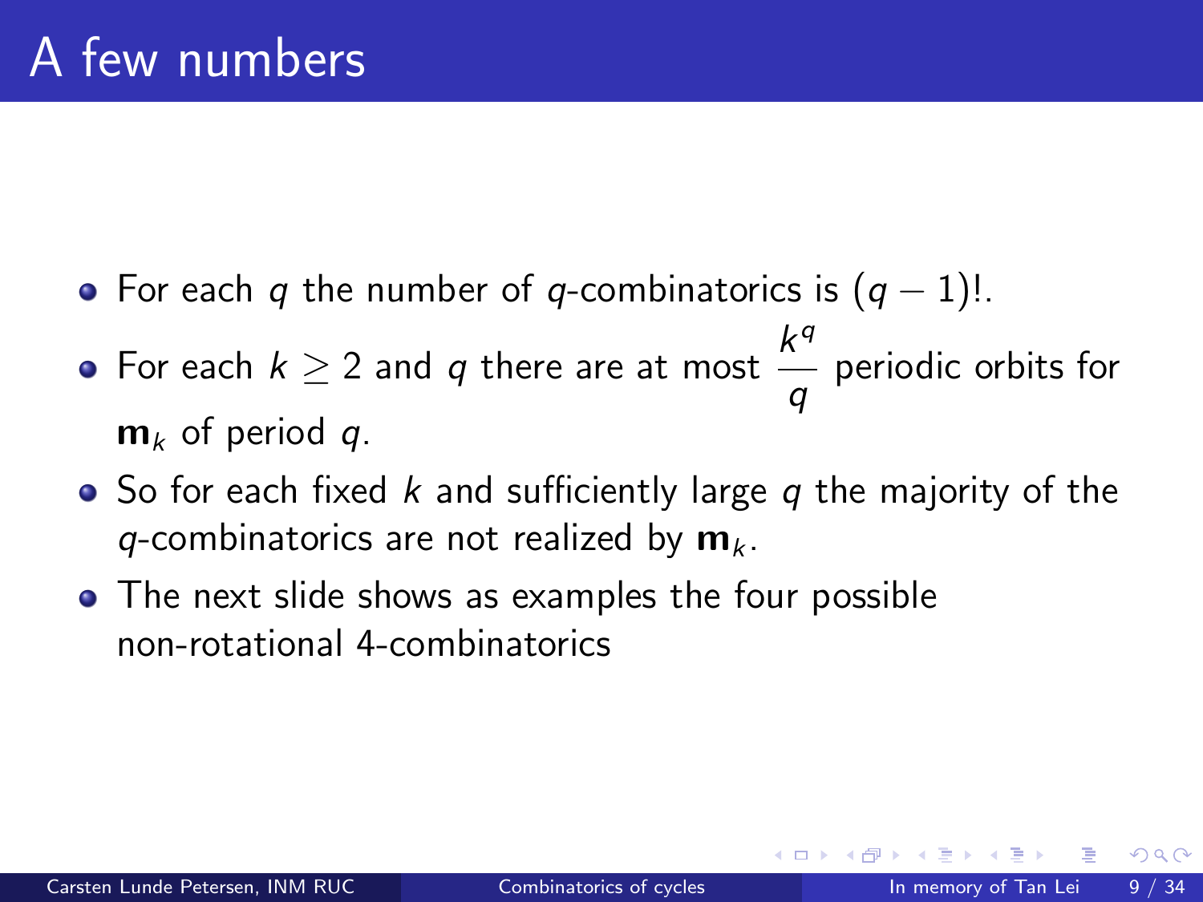# A few numbers

- For each $q$ the number of $q$-combinatorics is $(q-1)!$.
- For each $k \geq 2$ and $q$ there are at most $\dfrac{k^q}{q}$ periodic orbits for $\mathbf{m}_k$ of period $q$.
- So for each fixed $k$ and sufficiently large $q$ the majority of the $q$-combinatorics are not realized by $\mathbf{m}_k$.
- The next slide shows as examples the four possible non-rotational 4-combinatorics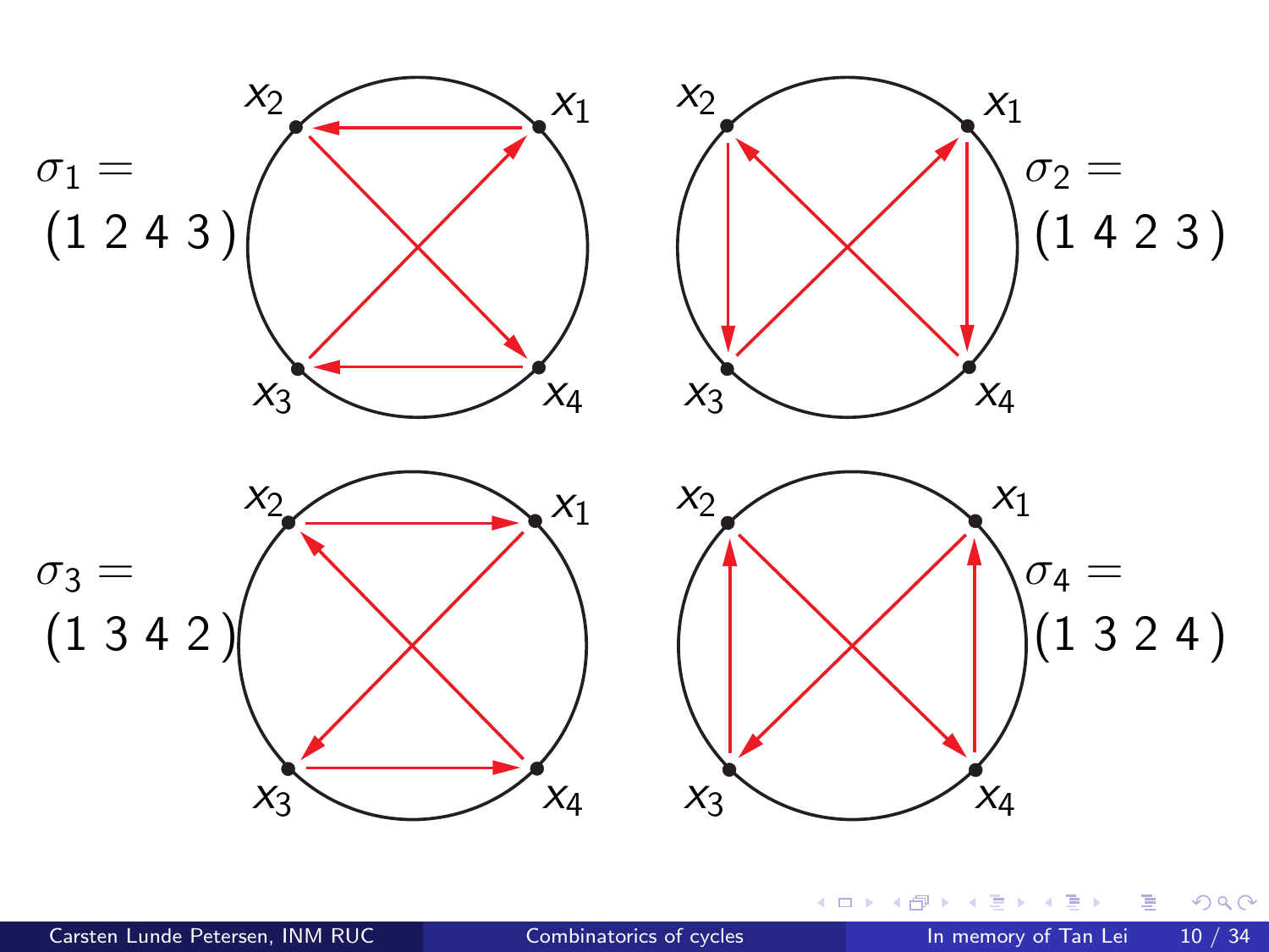$\sigma_1 =$ $(1\ 2\ 4\ 3)$

$\sigma_2 =$ $(1\ 4\ 2\ 3)$

$\sigma_3 =$ $(1\ 3\ 4\ 2)$

$\sigma_4 =$ $(1\ 3\ 2\ 4)$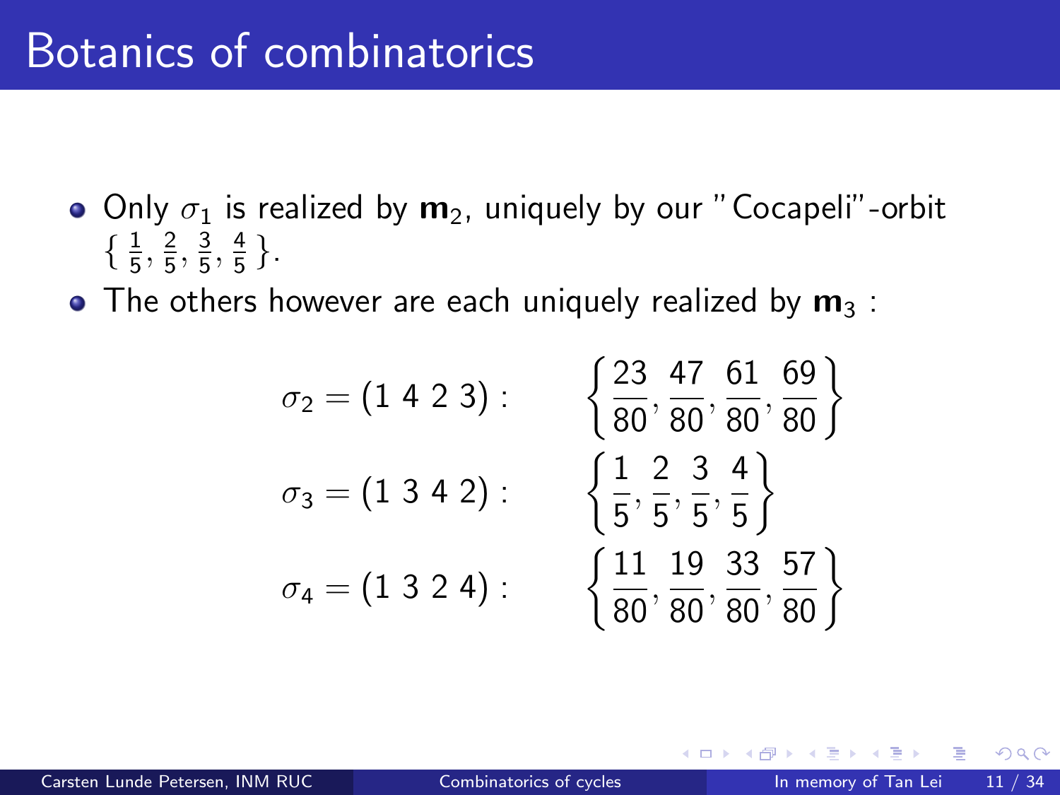# Botanics of combinatorics

- Only $\sigma_1$ is realized by $\mathbf{m}_2$, uniquely by our "Cocapeli"-orbit $\{\frac{1}{5}, \frac{2}{5}, \frac{3}{5}, \frac{4}{5}\}$.
- The others however are each uniquely realized by $\mathbf{m}_3$ :

$$\sigma_2 = (1\ 4\ 2\ 3) : \qquad \left\{\frac{23}{80}, \frac{47}{80}, \frac{61}{80}, \frac{69}{80}\right\}$$

$$\sigma_3 = (1\ 3\ 4\ 2) : \qquad \left\{\frac{1}{5}, \frac{2}{5}, \frac{3}{5}, \frac{4}{5}\right\}$$

$$\sigma_4 = (1\ 3\ 2\ 4) : \qquad \left\{\frac{11}{80}, \frac{19}{80}, \frac{33}{80}, \frac{57}{80}\right\}$$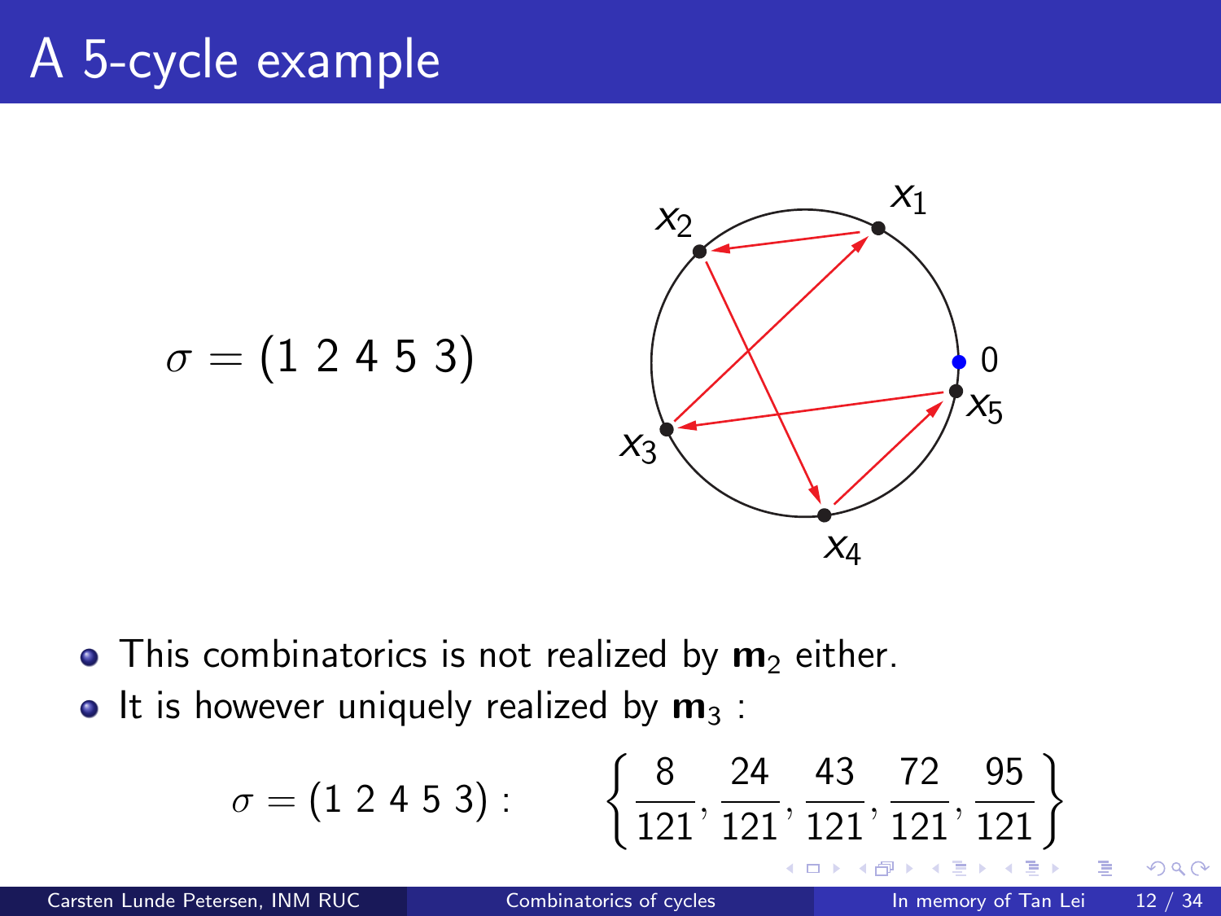# A 5-cycle example

$$\sigma = (1\ 2\ 4\ 5\ 3)$$

$x_1$

$x_2$

$x_3$

$x_4$

$x_5$

0

- This combinatorics is not realized by $\mathbf{m}_2$ either.
- It is however uniquely realized by $\mathbf{m}_3$ :

$$\sigma = (1\ 2\ 4\ 5\ 3) : \qquad \left\{ \frac{8}{121}, \frac{24}{121}, \frac{43}{121}, \frac{72}{121}, \frac{95}{121} \right\}$$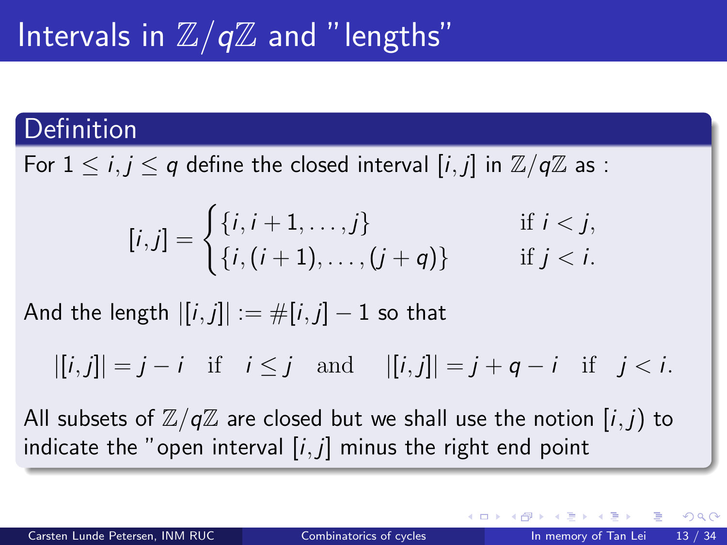# Intervals in $\mathbb{Z}/q\mathbb{Z}$ and "lengths"

## Definition

For $1 \leq i, j \leq q$ define the closed interval $[i, j]$ in $\mathbb{Z}/q\mathbb{Z}$ as :

$$[i, j] = \begin{cases} \{i, i+1, \ldots, j\} & \text{if } i < j, \\ \{i, (i+1), \ldots, (j+q)\} & \text{if } j < i. \end{cases}$$

And the length $|[i, j]| := \#[i, j] - 1$ so that

$$|[i, j]| = j - i \quad \text{if} \quad i \leq j \quad \text{and} \quad |[i, j]| = j + q - i \quad \text{if} \quad j < i.$$

All subsets of $\mathbb{Z}/q\mathbb{Z}$ are closed but we shall use the notion $[i, j)$ to indicate the "open interval $[i, j]$ minus the right end point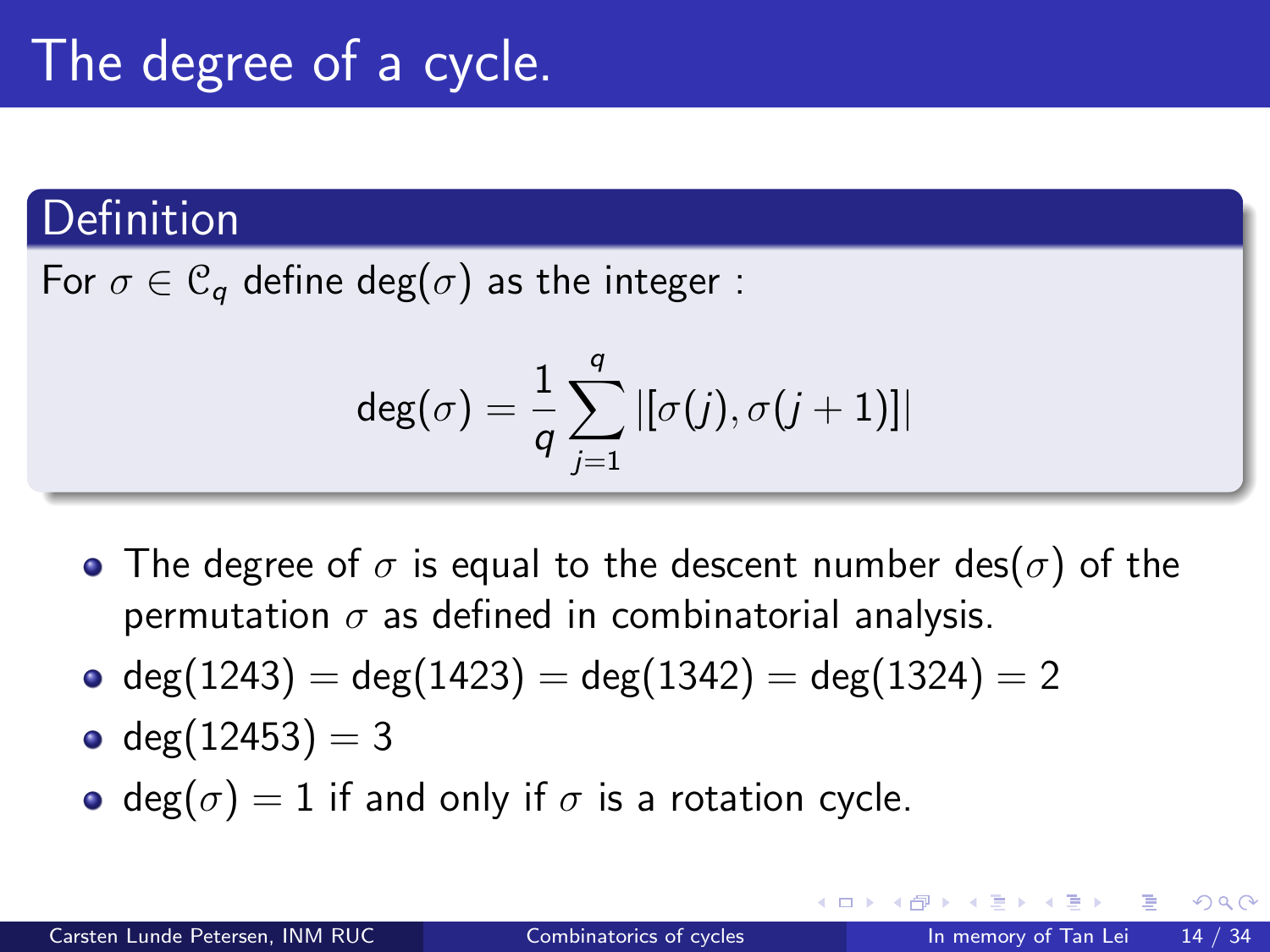# The degree of a cycle.

## Definition

For $\sigma \in \mathcal{C}_q$ define $\deg(\sigma)$ as the integer :

$$\deg(\sigma) = \frac{1}{q} \sum_{j=1}^{q} |[\sigma(j), \sigma(j+1)]|$$

- The degree of $\sigma$ is equal to the descent number $\mathrm{des}(\sigma)$ of the permutation $\sigma$ as defined in combinatorial analysis.
- $\deg(1243) = \deg(1423) = \deg(1342) = \deg(1324) = 2$
- $\deg(12453) = 3$
- $\deg(\sigma) = 1$ if and only if $\sigma$ is a rotation cycle.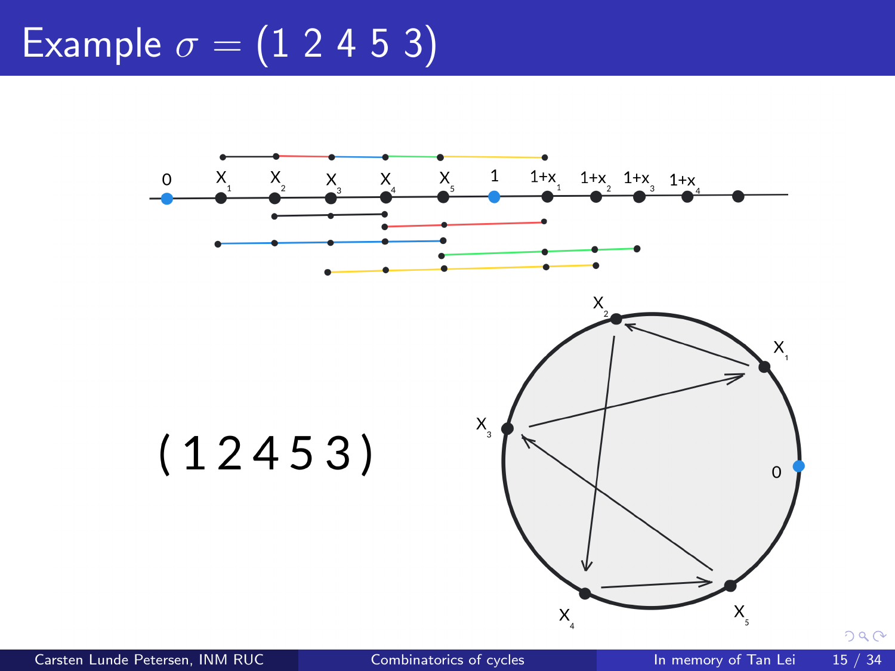# Example $\sigma = (1\ 2\ 4\ 5\ 3)$

0 $x_1$ $x_2$ $x_3$ $x_4$ $x_5$ 1 $1+x_1$ $1+x_2$ $1+x_3$ $1+x_4$

( 1 2 4 5 3 )

$x_2$ $x_1$ $x_3$ 0 $x_4$ $x_5$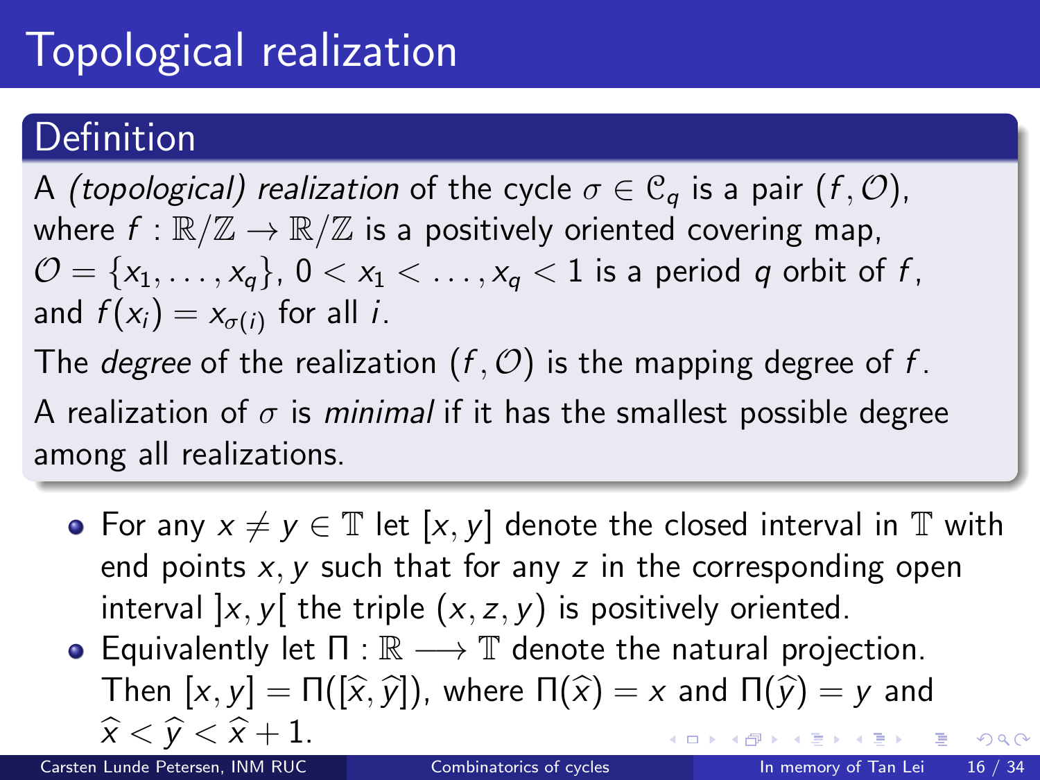# Topological realization

## Definition

A *(topological) realization* of the cycle $\sigma \in \mathcal{C}_q$ is a pair $(f, \mathcal{O})$, where $f : \mathbb{R}/\mathbb{Z} \to \mathbb{R}/\mathbb{Z}$ is a positively oriented covering map, $\mathcal{O} = \{x_1, \ldots, x_q\}$, $0 < x_1 < \ldots, x_q < 1$ is a period $q$ orbit of $f$, and $f(x_i) = x_{\sigma(i)}$ for all $i$.

The *degree* of the realization $(f, \mathcal{O})$ is the mapping degree of $f$.

A realization of $\sigma$ is *minimal* if it has the smallest possible degree among all realizations.

- For any $x \neq y \in \mathbb{T}$ let $[x, y]$ denote the closed interval in $\mathbb{T}$ with end points $x, y$ such that for any $z$ in the corresponding open interval $]x, y[$ the triple $(x, z, y)$ is positively oriented.
- Equivalently let $\Pi : \mathbb{R} \longrightarrow \mathbb{T}$ denote the natural projection. Then $[x, y] = \Pi([\widehat{x}, \widehat{y}])$, where $\Pi(\widehat{x}) = x$ and $\Pi(\widehat{y}) = y$ and $\widehat{x} < \widehat{y} < \widehat{x} + 1$.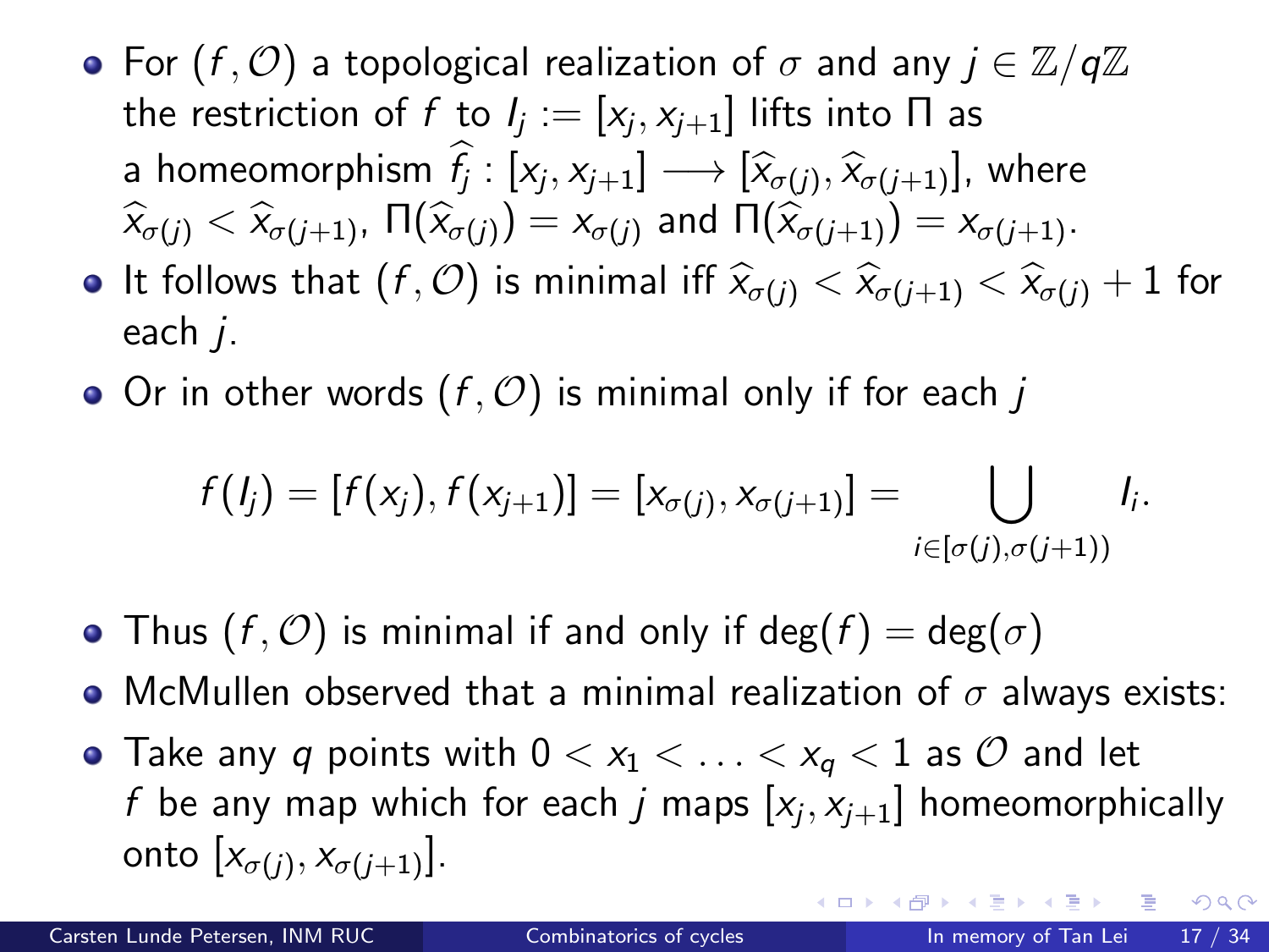- For $(f, \mathcal{O})$ a topological realization of $\sigma$ and any $j \in \mathbb{Z}/q\mathbb{Z}$ the restriction of $f$ to $I_j := [x_j, x_{j+1}]$ lifts into $\Pi$ as a homeomorphism $\widehat{f}_j : [x_j, x_{j+1}] \longrightarrow [\widehat{x}_{\sigma(j)}, \widehat{x}_{\sigma(j+1)}]$, where $\widehat{x}_{\sigma(j)} < \widehat{x}_{\sigma(j+1)}$, $\Pi(\widehat{x}_{\sigma(j)}) = x_{\sigma(j)}$ and $\Pi(\widehat{x}_{\sigma(j+1)}) = x_{\sigma(j+1)}$.
- It follows that $(f, \mathcal{O})$ is minimal iff $\widehat{x}_{\sigma(j)} < \widehat{x}_{\sigma(j+1)} < \widehat{x}_{\sigma(j)} + 1$ for each $j$.
- Or in other words $(f, \mathcal{O})$ is minimal only if for each $j$

$$f(I_j) = [f(x_j), f(x_{j+1})] = [x_{\sigma(j)}, x_{\sigma(j+1)}] = \bigcup_{i \in [\sigma(j), \sigma(j+1))} I_i.$$

- Thus $(f, \mathcal{O})$ is minimal if and only if $\deg(f) = \deg(\sigma)$
- McMullen observed that a minimal realization of $\sigma$ always exists:
- Take any $q$ points with $0 < x_1 < \ldots < x_q < 1$ as $\mathcal{O}$ and let $f$ be any map which for each $j$ maps $[x_j, x_{j+1}]$ homeomorphically onto $[x_{\sigma(j)}, x_{\sigma(j+1)}]$.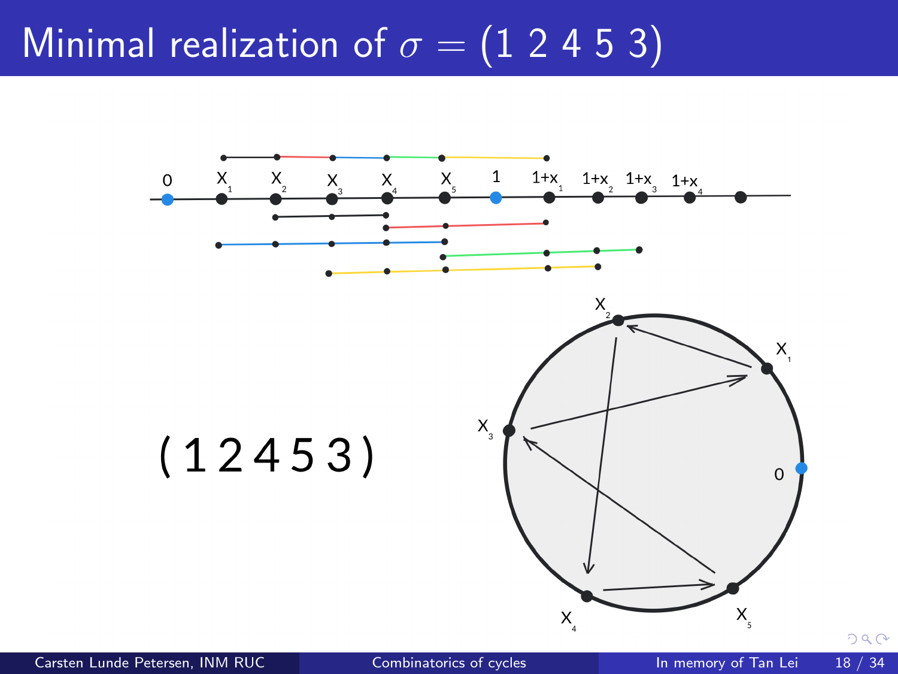# Minimal realization of $\sigma = (1\ 2\ 4\ 5\ 3)$

0 $x_1$ $x_2$ $x_3$ $x_4$ $x_5$ 1 $1+x_1$ $1+x_2$ $1+x_3$ $1+x_4$

$(1\ 2\ 4\ 5\ 3)$

$x_2$ $x_1$ $x_3$ 0 $x_4$ $x_5$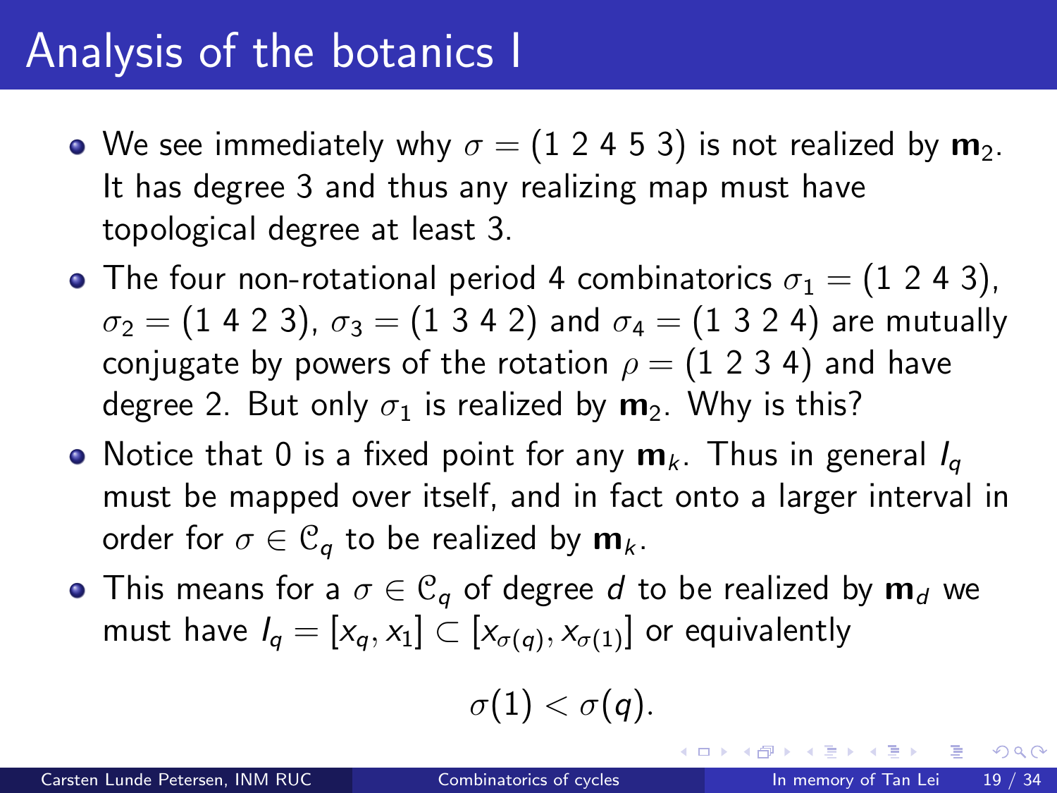# Analysis of the botanics I

- We see immediately why $\sigma = (1\ 2\ 4\ 5\ 3)$ is not realized by $\mathbf{m}_2$. It has degree 3 and thus any realizing map must have topological degree at least 3.
- The four non-rotational period 4 combinatorics $\sigma_1 = (1\ 2\ 4\ 3)$, $\sigma_2 = (1\ 4\ 2\ 3)$, $\sigma_3 = (1\ 3\ 4\ 2)$ and $\sigma_4 = (1\ 3\ 2\ 4)$ are mutually conjugate by powers of the rotation $\rho = (1\ 2\ 3\ 4)$ and have degree 2. But only $\sigma_1$ is realized by $\mathbf{m}_2$. Why is this?
- Notice that 0 is a fixed point for any $\mathbf{m}_k$. Thus in general $I_q$ must be mapped over itself, and in fact onto a larger interval in order for $\sigma \in \mathcal{C}_q$ to be realized by $\mathbf{m}_k$.
- This means for a $\sigma \in \mathcal{C}_q$ of degree $d$ to be realized by $\mathbf{m}_d$ we must have $I_q = [x_q, x_1] \subset [x_{\sigma(q)}, x_{\sigma(1)}]$ or equivalently

$$\sigma(1) < \sigma(q).$$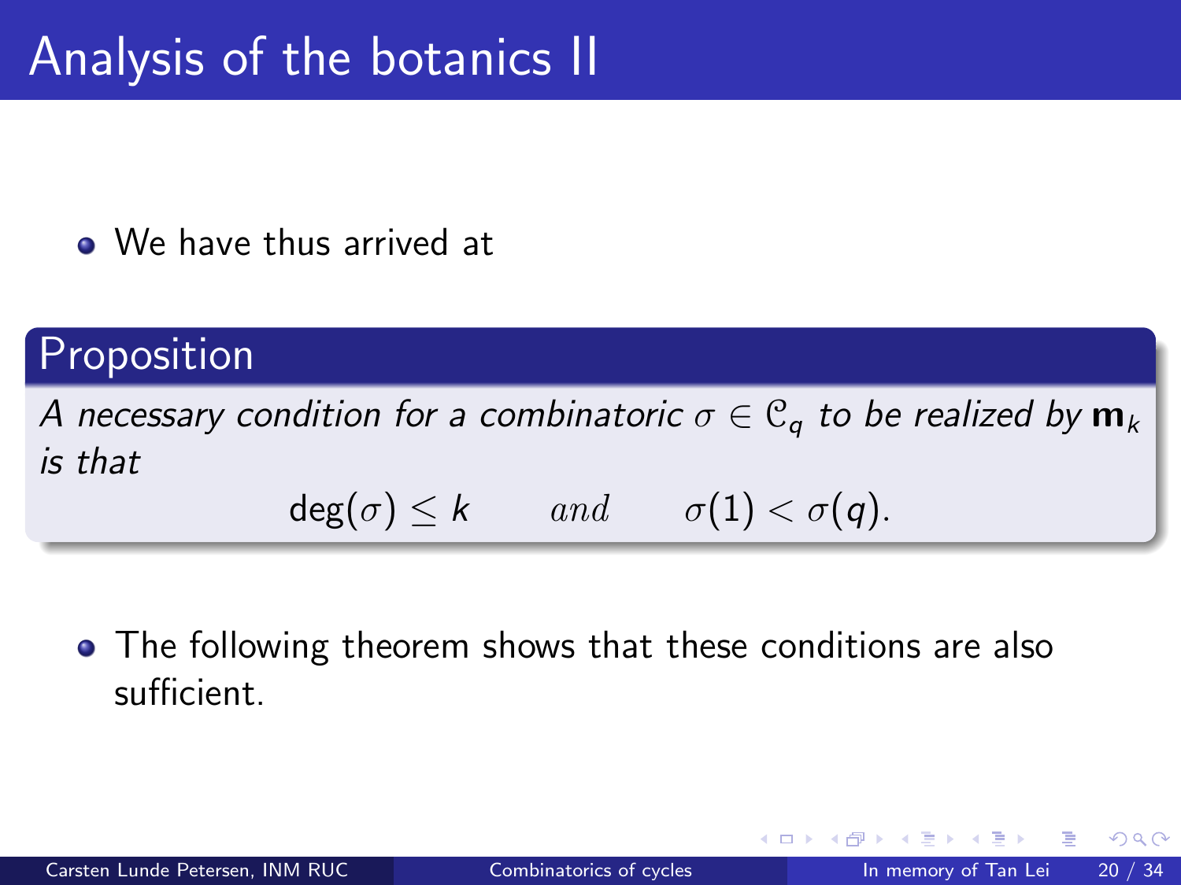# Analysis of the botanics II

- We have thus arrived at

**Proposition**

*A necessary condition for a combinatoric $\sigma \in \mathcal{C}_q$ to be realized by $\mathbf{m}_k$ is that*

$$\deg(\sigma) \leq k \qquad and \qquad \sigma(1) < \sigma(q).$$

- The following theorem shows that these conditions are also sufficient.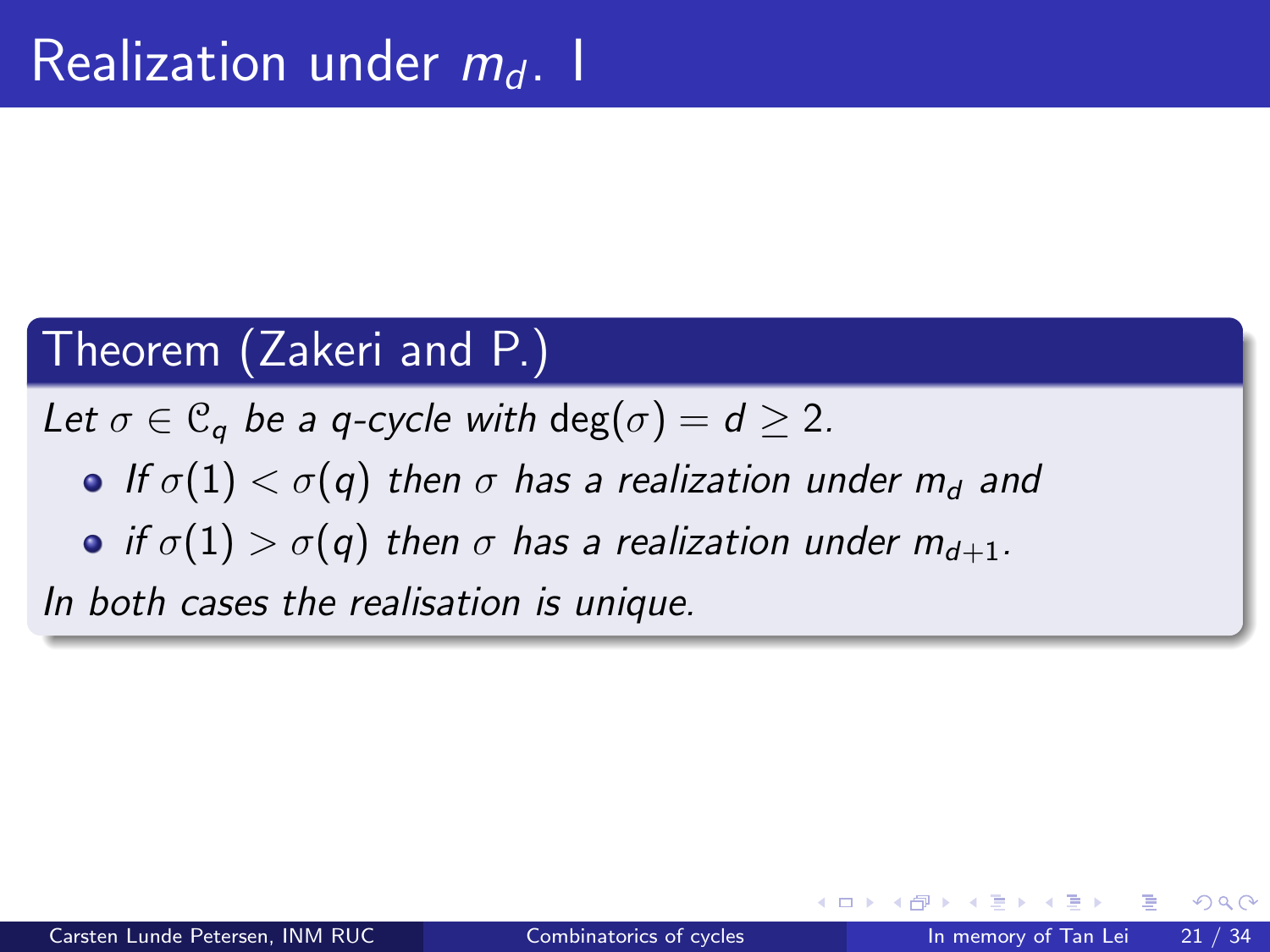# Realization under $m_d$. I

**Theorem (Zakeri and P.)**

*Let $\sigma \in \mathcal{C}_q$ be a q-cycle with* $\deg(\sigma) = d \geq 2$.

- *If $\sigma(1) < \sigma(q)$ then $\sigma$ has a realization under $m_d$ and*
- *if $\sigma(1) > \sigma(q)$ then $\sigma$ has a realization under $m_{d+1}$.*

*In both cases the realisation is unique.*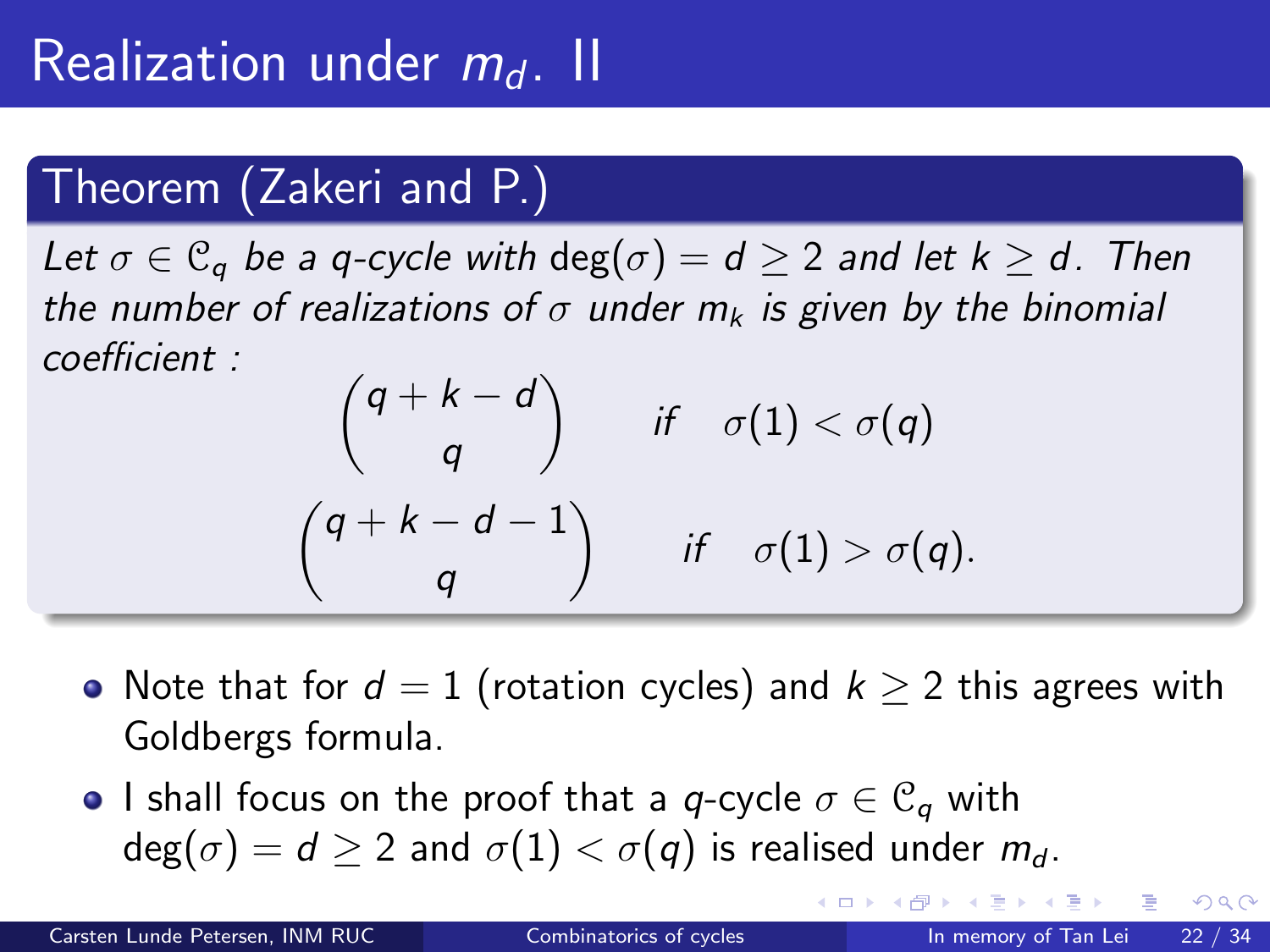# Realization under $m_d$. II

## Theorem (Zakeri and P.)

*Let $\sigma \in \mathcal{C}_q$ be a q-cycle with* $\deg(\sigma) = d \geq 2$ *and let* $k \geq d$*. Then the number of realizations of* $\sigma$ *under* $m_k$ *is given by the binomial coefficient :*

$$\binom{q+k-d}{q} \qquad \text{if} \quad \sigma(1) < \sigma(q)$$

$$\binom{q+k-d-1}{q} \qquad \text{if} \quad \sigma(1) > \sigma(q).$$

- Note that for $d = 1$ (rotation cycles) and $k \geq 2$ this agrees with Goldbergs formula.
- I shall focus on the proof that a $q$-cycle $\sigma \in \mathcal{C}_q$ with $\deg(\sigma) = d \geq 2$ and $\sigma(1) < \sigma(q)$ is realised under $m_d$.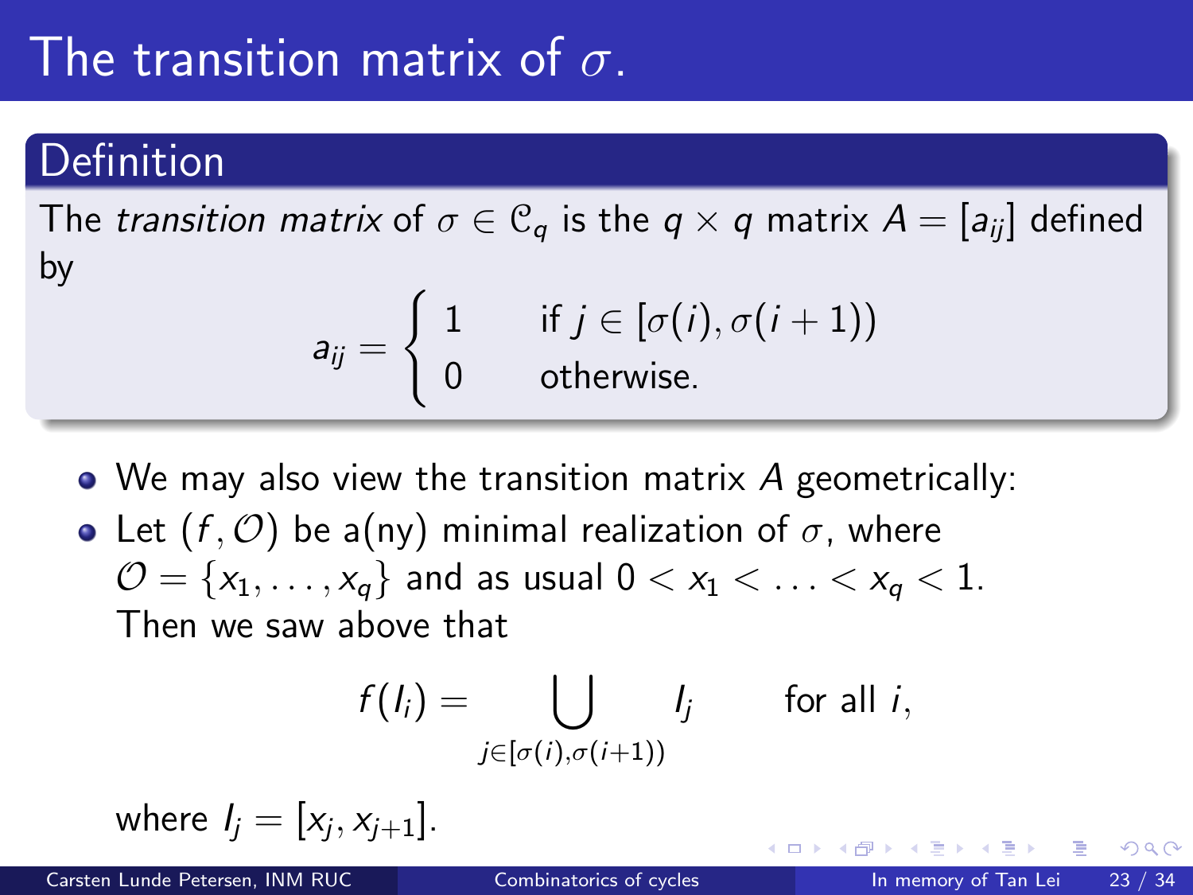# The transition matrix of $\sigma$.

## Definition

The *transition matrix* of $\sigma \in \mathcal{C}_q$ is the $q \times q$ matrix $A = [a_{ij}]$ defined by

$$a_{ij} = \begin{cases} 1 & \text{if } j \in [\sigma(i), \sigma(i+1)) \\ 0 & \text{otherwise.} \end{cases}$$

- We may also view the transition matrix $A$ geometrically:
- Let $(f, \mathcal{O})$ be a(ny) minimal realization of $\sigma$, where $\mathcal{O} = \{x_1, \ldots, x_q\}$ and as usual $0 < x_1 < \ldots < x_q < 1$. Then we saw above that

$$f(I_i) = \bigcup_{j \in [\sigma(i), \sigma(i+1))} I_j \qquad \text{for all } i,$$

where $I_j = [x_j, x_{j+1}]$.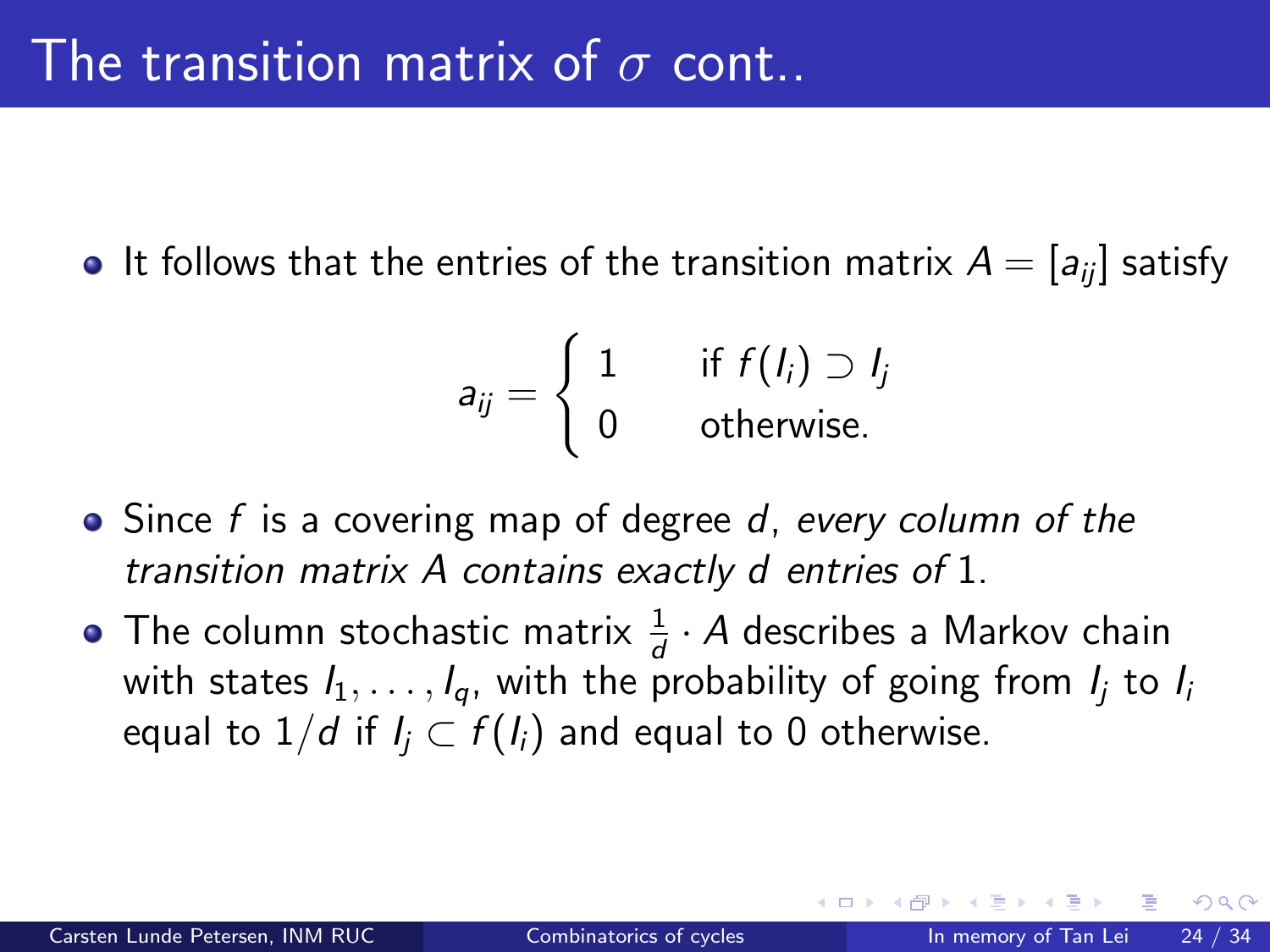# The transition matrix of $\sigma$ cont..

- It follows that the entries of the transition matrix $A = [a_{ij}]$ satisfy

$$a_{ij} = \begin{cases} 1 & \text{if } f(I_i) \supset I_j \\ 0 & \text{otherwise.} \end{cases}$$

- Since $f$ is a covering map of degree $d$, *every column of the transition matrix $A$ contains exactly $d$ entries of* 1.
- The column stochastic matrix $\frac{1}{d} \cdot A$ describes a Markov chain with states $I_1, \ldots, I_q$, with the probability of going from $I_j$ to $I_i$ equal to $1/d$ if $I_j \subset f(I_i)$ and equal to 0 otherwise.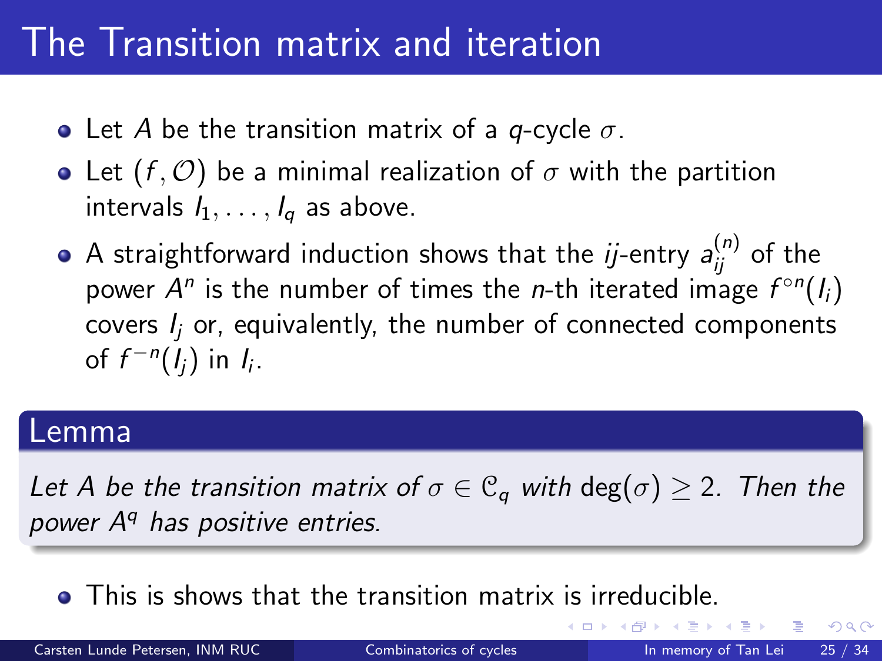# The Transition matrix and iteration

- Let $A$ be the transition matrix of a $q$-cycle $\sigma$.
- Let $(f, \mathcal{O})$ be a minimal realization of $\sigma$ with the partition intervals $I_1, \ldots, I_q$ as above.
- A straightforward induction shows that the $ij$-entry $a_{ij}^{(n)}$ of the power $A^n$ is the number of times the $n$-th iterated image $f^{\circ n}(I_i)$ covers $I_j$ or, equivalently, the number of connected components of $f^{-n}(I_j)$ in $I_i$.

## Lemma

*Let $A$ be the transition matrix of $\sigma \in \mathcal{C}_q$ with $\deg(\sigma) \geq 2$. Then the power $A^q$ has positive entries.*

- This is shows that the transition matrix is irreducible.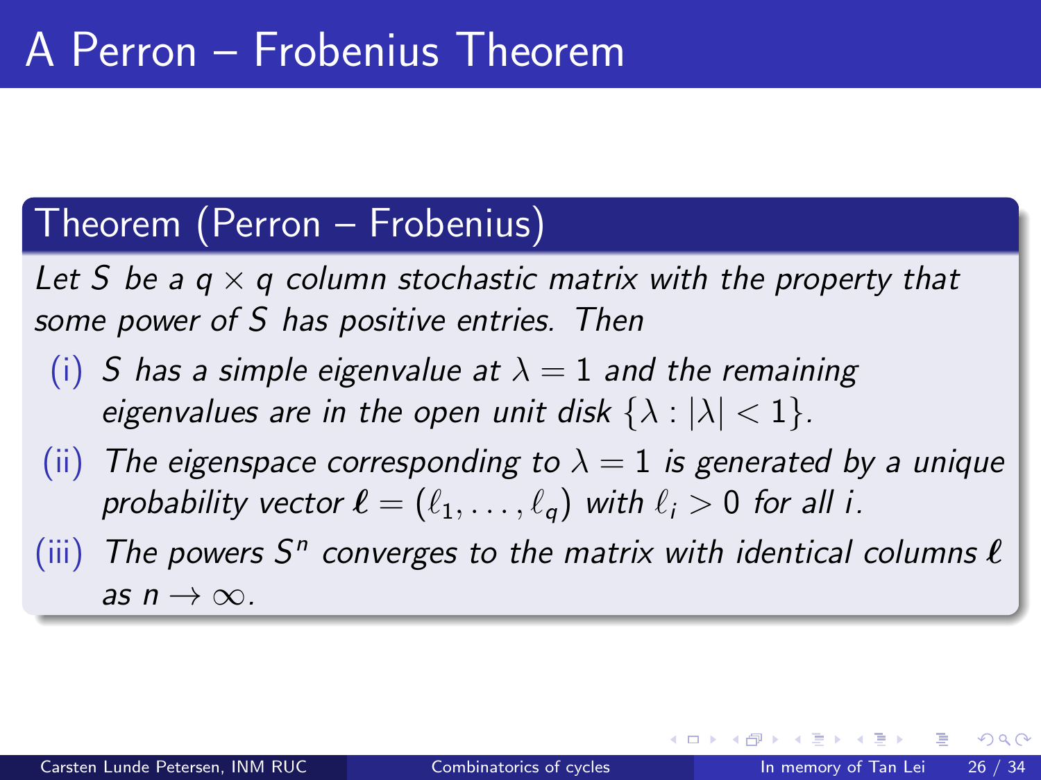# A Perron – Frobenius Theorem

## Theorem (Perron – Frobenius)

*Let $S$ be a $q \times q$ column stochastic matrix with the property that some power of $S$ has positive entries. Then*

(i) *$S$ has a simple eigenvalue at $\lambda = 1$ and the remaining eigenvalues are in the open unit disk $\{\lambda : |\lambda| < 1\}$.*

(ii) *The eigenspace corresponding to $\lambda = 1$ is generated by a unique probability vector $\boldsymbol{\ell} = (\ell_1, \ldots, \ell_q)$ with $\ell_i > 0$ for all $i$.*

(iii) *The powers $S^n$ converges to the matrix with identical columns $\boldsymbol{\ell}$ as $n \to \infty$.*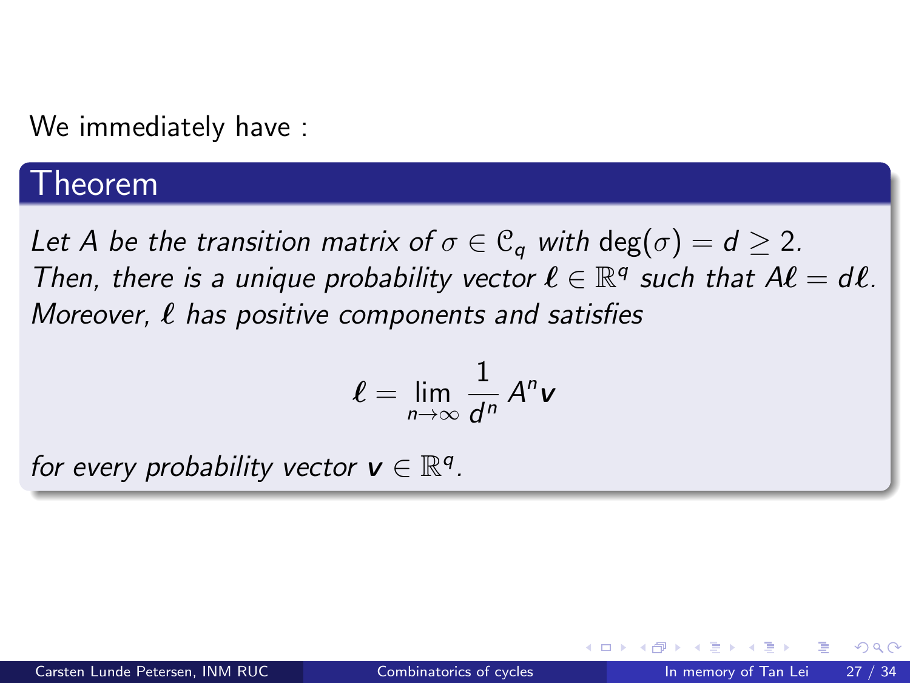We immediately have :

**Theorem**

*Let $A$ be the transition matrix of $\sigma \in \mathcal{C}_q$ with $\deg(\sigma) = d \geq 2$. Then, there is a unique probability vector $\boldsymbol{\ell} \in \mathbb{R}^q$ such that $A\boldsymbol{\ell} = d\boldsymbol{\ell}$. Moreover, $\boldsymbol{\ell}$ has positive components and satisfies*

$$\boldsymbol{\ell} = \lim_{n \to \infty} \frac{1}{d^n} A^n \boldsymbol{v}$$

*for every probability vector $\boldsymbol{v} \in \mathbb{R}^q$.*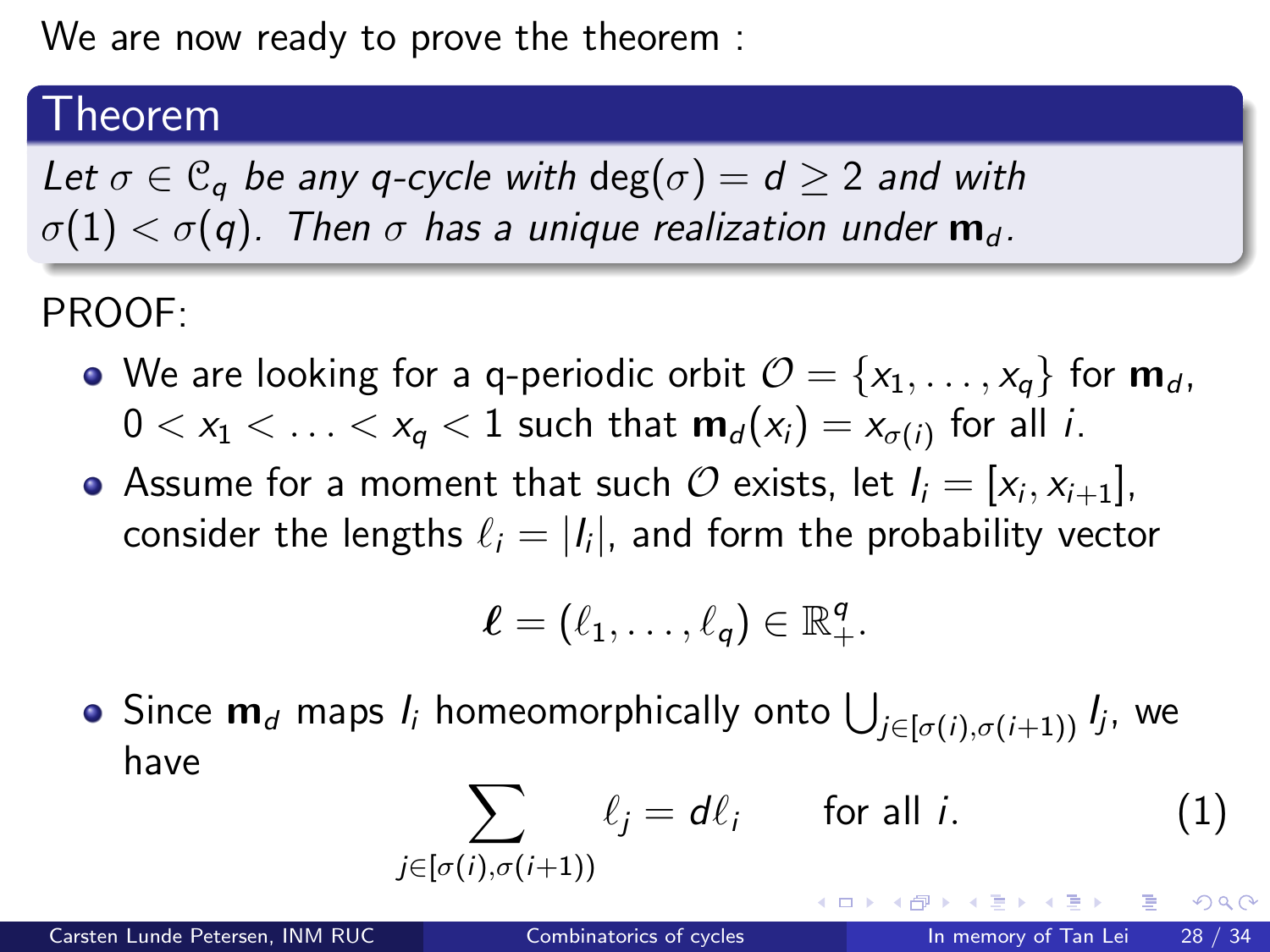We are now ready to prove the theorem :

**Theorem**

*Let $\sigma \in \mathcal{C}_q$ be any q-cycle with $\deg(\sigma) = d \geq 2$ and with $\sigma(1) < \sigma(q)$. Then $\sigma$ has a unique realization under $\mathbf{m}_d$.*

PROOF:

- We are looking for a q-periodic orbit $\mathcal{O} = \{x_1, \ldots, x_q\}$ for $\mathbf{m}_d$, $0 < x_1 < \ldots < x_q < 1$ such that $\mathbf{m}_d(x_i) = x_{\sigma(i)}$ for all $i$.
- Assume for a moment that such $\mathcal{O}$ exists, let $I_i = [x_i, x_{i+1}]$, consider the lengths $\ell_i = |I_i|$, and form the probability vector

$$\boldsymbol{\ell} = (\ell_1, \ldots, \ell_q) \in \mathbb{R}^q_+.$$

- Since $\mathbf{m}_d$ maps $I_i$ homeomorphically onto $\bigcup_{j \in [\sigma(i), \sigma(i+1))} I_j$, we have

$$\sum_{j \in [\sigma(i), \sigma(i+1))} \ell_j = d\ell_i \qquad \text{for all } i. \tag{1}$$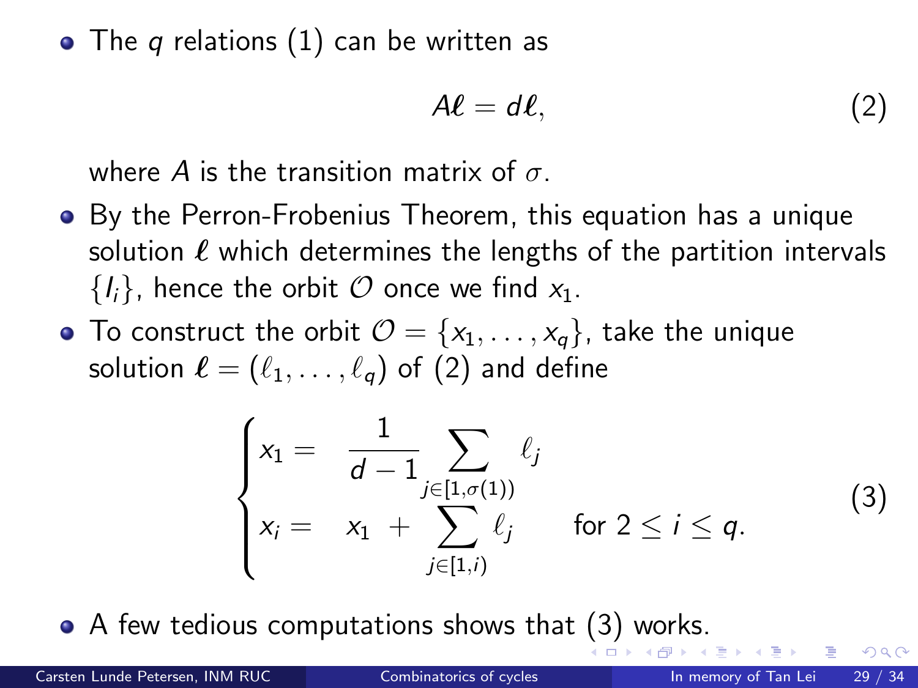- The $q$ relations (1) can be written as

$$A\boldsymbol{\ell} = d\boldsymbol{\ell}, \tag{2}$$

  where $A$ is the transition matrix of $\sigma$.

- By the Perron-Frobenius Theorem, this equation has a unique solution $\boldsymbol{\ell}$ which determines the lengths of the partition intervals $\{I_i\}$, hence the orbit $\mathcal{O}$ once we find $x_1$.

- To construct the orbit $\mathcal{O} = \{x_1, \ldots, x_q\}$, take the unique solution $\boldsymbol{\ell} = (\ell_1, \ldots, \ell_q)$ of (2) and define

$$\begin{cases} x_1 = & \dfrac{1}{d-1} \displaystyle\sum_{j \in [1, \sigma(1))} \ell_j \\ x_i = & x_1 \ + \displaystyle\sum_{j \in [1, i)} \ell_j \qquad \text{for } 2 \leq i \leq q. \end{cases} \tag{3}$$

- A few tedious computations shows that (3) works.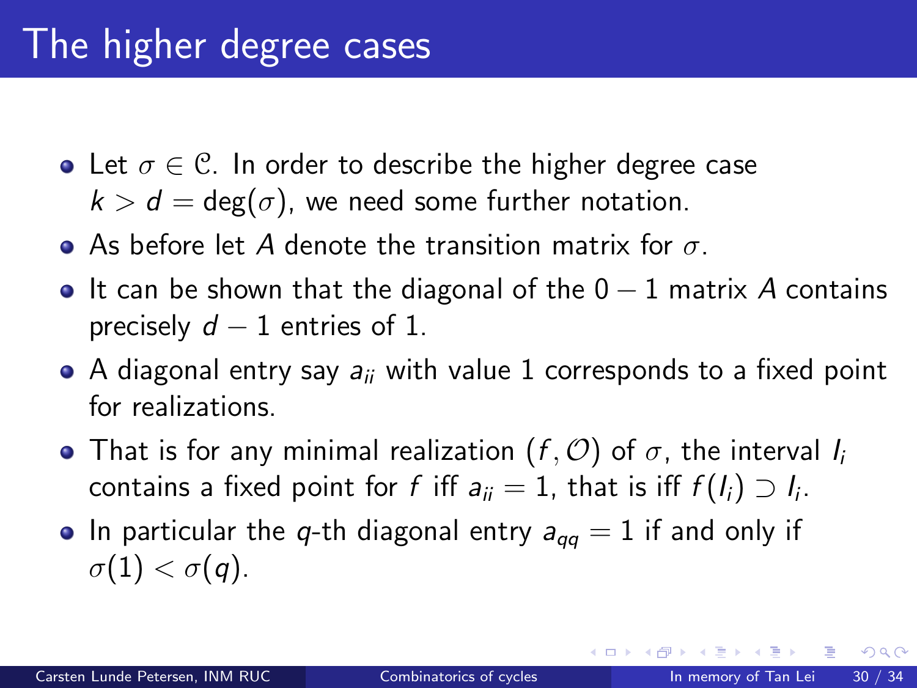# The higher degree cases

- Let $\sigma \in \mathcal{C}$. In order to describe the higher degree case $k > d = \deg(\sigma)$, we need some further notation.
- As before let $A$ denote the transition matrix for $\sigma$.
- It can be shown that the diagonal of the $0-1$ matrix $A$ contains precisely $d-1$ entries of 1.
- A diagonal entry say $a_{ii}$ with value 1 corresponds to a fixed point for realizations.
- That is for any minimal realization $(f, \mathcal{O})$ of $\sigma$, the interval $I_i$ contains a fixed point for $f$ iff $a_{ii} = 1$, that is iff $f(I_i) \supset I_i$.
- In particular the $q$-th diagonal entry $a_{qq} = 1$ if and only if $\sigma(1) < \sigma(q)$.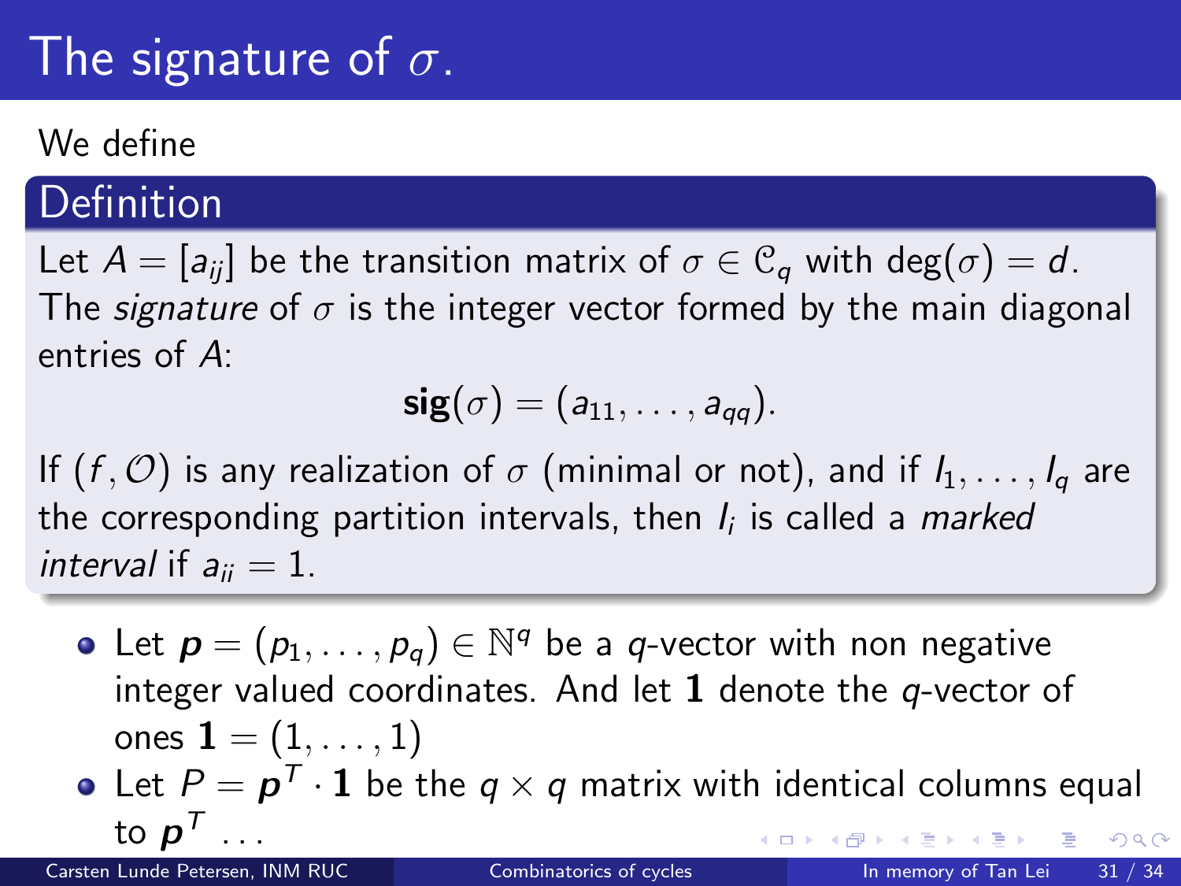# The signature of $\sigma$.

We define

### Definition

Let $A = [a_{ij}]$ be the transition matrix of $\sigma \in \mathcal{C}_q$ with $\deg(\sigma) = d$. The *signature* of $\sigma$ is the integer vector formed by the main diagonal entries of $A$:

$$\mathbf{sig}(\sigma) = (a_{11}, \ldots, a_{qq}).$$

If $(f, \mathcal{O})$ is any realization of $\sigma$ (minimal or not), and if $I_1, \ldots, I_q$ are the corresponding partition intervals, then $I_i$ is called a *marked interval* if $a_{ii} = 1$.

- Let $\boldsymbol{p} = (p_1, \ldots, p_q) \in \mathbb{N}^q$ be a $q$-vector with non negative integer valued coordinates. And let $\mathbf{1}$ denote the $q$-vector of ones $\mathbf{1} = (1, \ldots, 1)$
- Let $P = \boldsymbol{p}^T \cdot \mathbf{1}$ be the $q \times q$ matrix with identical columns equal to $\boldsymbol{p}^T$ ...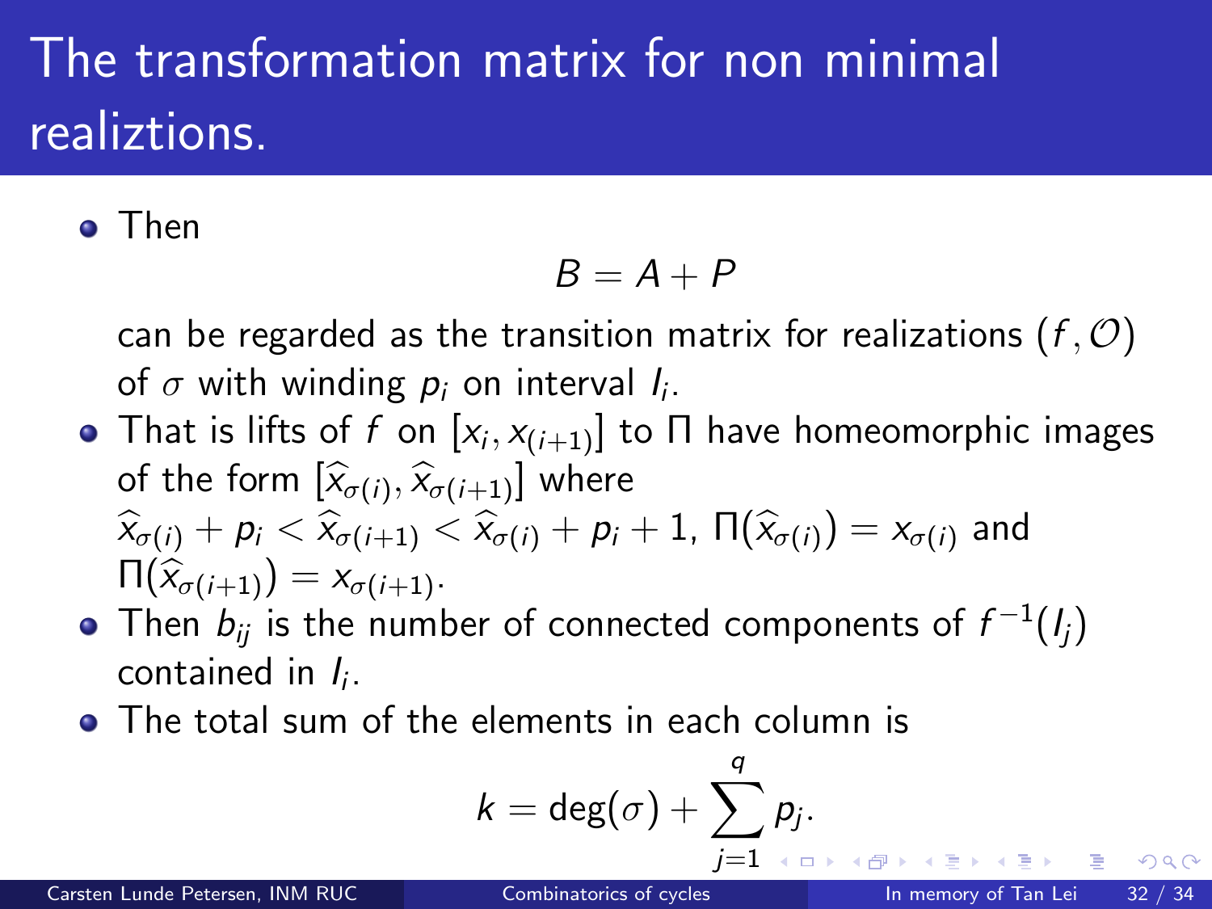# The transformation matrix for non minimal realiztions.

- Then
  $$B = A + P$$
  can be regarded as the transition matrix for realizations $(f, \mathcal{O})$ of $\sigma$ with winding $p_i$ on interval $I_i$.
- That is lifts of $f$ on $[x_i, x_{(i+1)}]$ to $\Pi$ have homeomorphic images of the form $[\widehat{x}_{\sigma(i)}, \widehat{x}_{\sigma(i+1)}]$ where $\widehat{x}_{\sigma(i)} + p_i < \widehat{x}_{\sigma(i+1)} < \widehat{x}_{\sigma(i)} + p_i + 1$, $\Pi(\widehat{x}_{\sigma(i)}) = x_{\sigma(i)}$ and $\Pi(\widehat{x}_{\sigma(i+1)}) = x_{\sigma(i+1)}$.
- Then $b_{ij}$ is the number of connected components of $f^{-1}(I_j)$ contained in $I_i$.
- The total sum of the elements in each column is
  $$k = \deg(\sigma) + \sum_{j=1}^{q} p_j.$$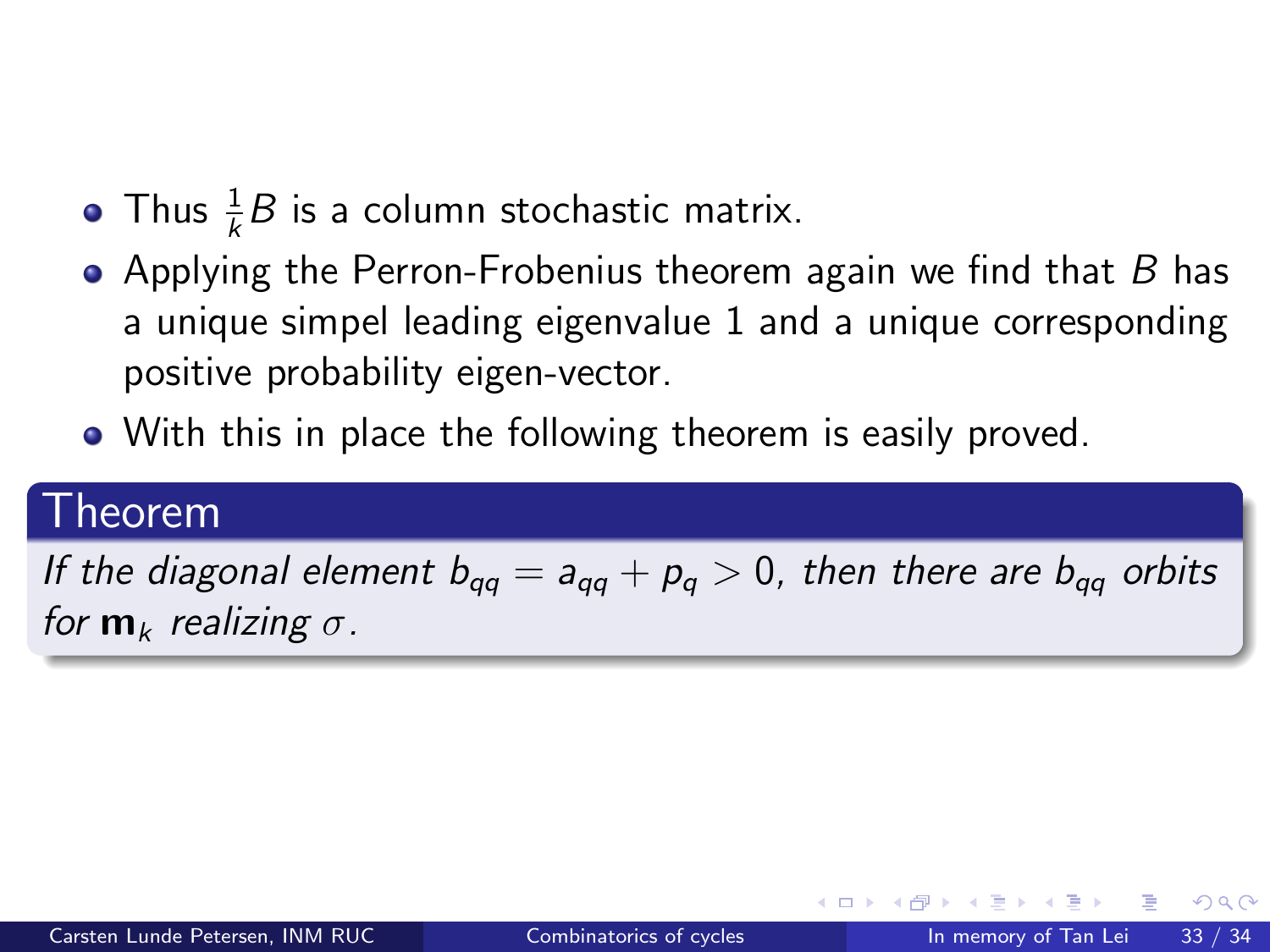- Thus $\frac{1}{k}B$ is a column stochastic matrix.
- Applying the Perron-Frobenius theorem again we find that $B$ has a unique simpel leading eigenvalue 1 and a unique corresponding positive probability eigen-vector.
- With this in place the following theorem is easily proved.

**Theorem**

*If the diagonal element $b_{qq} = a_{qq} + p_q > 0$, then there are $b_{qq}$ orbits for $\mathbf{m}_k$ realizing $\sigma$.*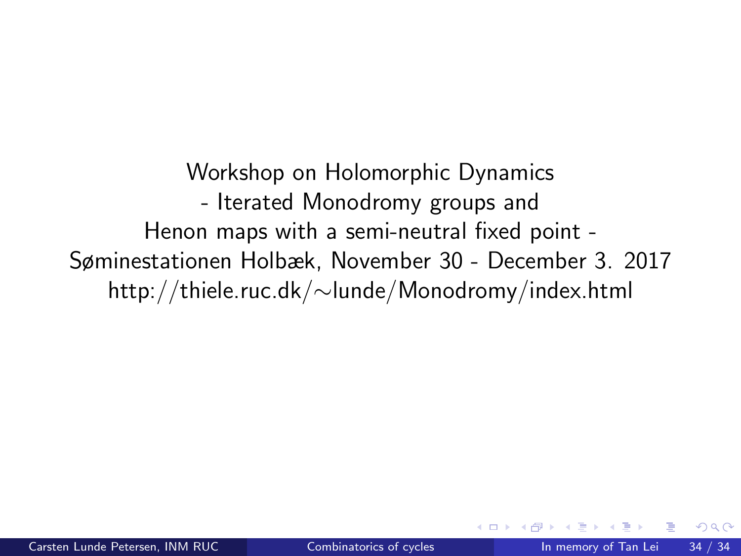Workshop on Holomorphic Dynamics
- Iterated Monodromy groups and
Henon maps with a semi-neutral fixed point -
Søminestationen Holbæk, November 30 - December 3. 2017
http://thiele.ruc.dk/~lunde/Monodromy/index.html